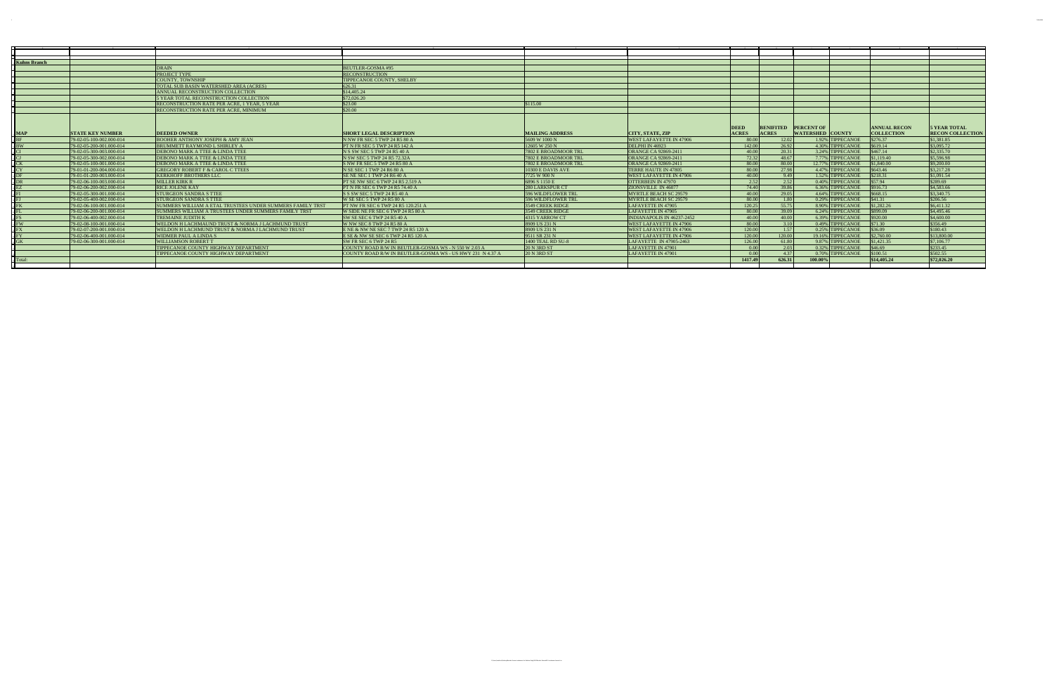| Kuhns Branch | | | | | | | | | | | |
|---|---|---|---|---|---|---|---|---|---|---|---|
| | | DRAIN | BEUTLER-GOSMA #95 | | | | | | | | |
| | | PROJECT TYPE | RECONSTRUCTION | | | | | | | | |
| | | COUNTY, TOWNSHIP | TIPPECANOE COUNTY, SHELBY | | | | | | | | |
| | | TOTAL SUB BASIN WATERSHED AREA (ACRES) | 626.31 | | | | | | | | |
| | | ANNUAL RECONSTRUCTION COLLECTION | $14,405.24 | | | | | | | | |
| | | 5 YEAR TOTAL RECONSTRUCTION COLLECTION | $72,026.20 | | | | | | | | |
| | | RECONSTRUCTION RATE PER ACRE, 1 YEAR, 5 YEAR | $23.00 | $115.00 | | | | | | | |
| | | RECONSTRUCTION RATE PER ACRE, MINIMUM | $20.00 | | | | | | | | |
| MAP | STATE KEY NUMBER | DEEDED OWNER | SHORT LEGAL DESCRIPTION | MAILING ADDRESS | CITY, STATE, ZIP | DEED ACRES | BENEFITED ACRES | PERCENT OF WATERSHED | COUNTY | ANNUAL RECON COLLECTION | 5 YEAR TOTAL RECON COLLECTION |
| BF | 79-02-05-100-002.000-014 | BOOHER ANTHONY JOSEPH & AMY JEAN | N NW FR SEC 5 TWP 24 R5 80 A | 5609 W 1000 N | WEST LAFAYETTE IN 47906 | 80.00 | 12.02 | 1.92% | TIPPECANOE | $276.37 | $1,381.85 |
| BW | 79-02-05-200-001.000-014 | BRUMMETT RAYMOND L SHIRLEY A | PT N FR SEC 5 TWP 24 R5 142 A | 12605 W 250 N | DELPHI IN 46923 | 142.00 | 26.92 | 4.30% | TIPPECANOE | $619.14 | $3,095.72 |
| CI | 79-02-05-300-003.000-014 | DEBONO MARK A TTEE & LINDA TTEE | N S SW SEC 5 TWP 24 R5 40 A | 7802 E BROADMOOR TRL | ORANGE CA 92869-2411 | 40.00 | 20.31 | 3.24% | TIPPECANOE | $467.14 | $2,335.70 |
| CJ | 79-02-05-300-002.000-014 | DEBONO MARK A TTEE & LINDA TTEE | N SW SEC 5 TWP 24 R5 72.32A | 7802 E BROADMOOR TRL | ORANGE CA 92869-2411 | 72.32 | 48.67 | 7.77% | TIPPECANOE | $1,119.40 | $5,596.98 |
| CK | 79-02-05-100-001.000-014 | DEBONO MARK A TTEE & LINDA TTEE | S NW FR SEC 5 TWP 24 R5 80 A | 7802 E BROADMOOR TRL | ORANGE CA 92869-2411 | 80.00 | 80.00 | 12.77% | TIPPECANOE | $1,840.00 | $9,200.00 |
| CY | 79-01-01-200-004.000-014 | GREGORY ROBERT F & CAROL C TTEES | N SE SEC 1 TWP 24 R6 80 A | 10300 E DAVIS AVE | TERRE HAUTE IN 47805 | 80.00 | 27.98 | 4.47% | TIPPECANOE | $643.46 | $3,217.28 |
| DF | 79-01-01-200-003.000-014 | KERKHOFF BROTHERS LLC | SE NE SEC 1 TWP 24 R6 40 A | 7725 W 900 N | WEST LAFAYETTE IN 47906 | 40.00 | 9.49 | 1.52% | TIPPECANOE | $218.31 | $1,091.54 |
| DR | 79-02-06-100-003.000-014 | MILLER KIRK R | PT SE NW SEC 6 TWP 24 R5 2.519 A | 6896 S 1150 E | OTTERBEIN IN 47970 | 2.52 | 2.52 | 0.40% | TIPPECANOE | $57.94 | $289.69 |
| EZ | 79-02-06-200-002.000-014 | RICE JOLENE KAY | PT N FR SEC 6 TWP 24 R5 74.40 A | 280 LARKSPUR CT | ZIONSVILLE IN 46077 | 74.40 | 39.86 | 6.36% | TIPPECANOE | $916.73 | $4,583.66 |
| FI | 79-02-05-300-001.000-014 | STURGEON SANDRA S TTEE | S S SW SEC 5 TWP 24 R5 40 A | 596 WILDFLOWER TRL | MYRTLE BEACH SC 29579 | 40.00 | 29.05 | 4.64% | TIPPECANOE | $668.15 | $3,340.75 |
| FJ | 79-02-05-400-002.000-014 | STURGEON SANDRA S TTEE | W SE SEC 5 TWP 24 R5 80 A | 596 WILDFLOWER TRL | MYRTLE BEACH SC 29579 | 80.00 | 1.80 | 0.29% | TIPPECANOE | $41.31 | $206.56 |
| FK | 79-02-06-100-001.000-014 | SUMMERS WILLIAM A ETAL TRUSTEES UNDER SUMMERS FAMILY TRST | PT NW FR SEC 6 TWP 24 R5 120.251 A | 3549 CREEK RIDGE | LAFAYETTE IN 47905 | 120.25 | 55.75 | 8.90% | TIPPECANOE | $1,282.26 | $6,411.32 |
| FL | 79-02-06-200-001.000-014 | SUMMERS WILLIAM A TRUSTEES UNDER SUMMERS FAMILY TRUST | W SIDE NE FR SEC 6 TWP 24 R5 80 A | 3549 CREEK RIDGE | LAFAYETTE IN 47905 | 80.00 | 39.09 | 6.24% | TIPPECANOE | $899.09 | $4,495.46 |
| FS | 79-02-06-400-002.000-014 | TREMAINE JUDITH K | SW SE SEC 6 TWP 24 R5 40 A | 4315 YARROW CT | INDIANAPOLIS IN 46237-2452 | 40.00 | 40.00 | 6.39% | TIPPECANOE | $920.00 | $4,600.00 |
| FW | 79-02-08-100-001.000-014 | WELDON H LACHMAUND TRUST & NORMA J LACHMUND TRUST | W NW SEC 8 TWP 24 R5 80 A | 8909 US 231 N | WEST LAFAYETTE IN 47906 | 80.00 | 3.10 | 0.49% | TIPPECANOE | $71.30 | $356.49 |
| FX | 79-02-07-200-001.000-014 | WELDON H LACHMUND TRUST & NORMA J LACHMUND TRUST | E NE & NW NE SEC 7 TWP 24 R5 120 A | 8909 US 231 N | WEST LAFAYETTE IN 47906 | 120.00 | 1.57 | 0.25% | TIPPECANOE | $36.09 | $180.43 |
| FY | 79-02-06-400-001.000-014 | WIDMER PAUL A LINDA S | E SE & NW SE SEC 6 TWP 24 R5 120 A | 9511 SR 231 N | WEST LAFAYETTE IN 47906 | 120.00 | 120.00 | 19.16% | TIPPECANOE | $2,760.00 | $13,800.00 |
| GK | 79-02-06-300-001.000-014 | WILLIAMSON ROBERT T | SW FR SEC 6 TWP 24 R5 | 1400 TEAL RD SU-8 | LAFAYETTE IN 47905-2463 | 126.00 | 61.80 | 9.87% | TIPPECANOE | $1,421.35 | $7,106.77 |
| | | TIPPECANOE COUNTY HIGHWAY DEPARTMENT | COUNTY ROAD R/W IN BEUTLER-GOSMA WS - N 550 W 2.03 A | 20 N 3RD ST | LAFAYETTE IN 47901 | 0.00 | 2.03 | 0.32% | TIPPECANOE | $46.69 | $233.45 |
| | | TIPPECANOE COUNTY HIGHWAY DEPARTMENT | COUNTY ROAD R/W IN BEUTLER-GOSMA WS - US HWY 231 N 4.37 A | 20 N 3RD ST | LAFAYETTE IN 47901 | 0.00 | 4.37 | 0.70% | TIPPECANOE | $100.51 | $502.55 |
| Total: | | | | | | 1417.49 | 626.31 | 100.00% | | $14,405.24 | $72,026.20 |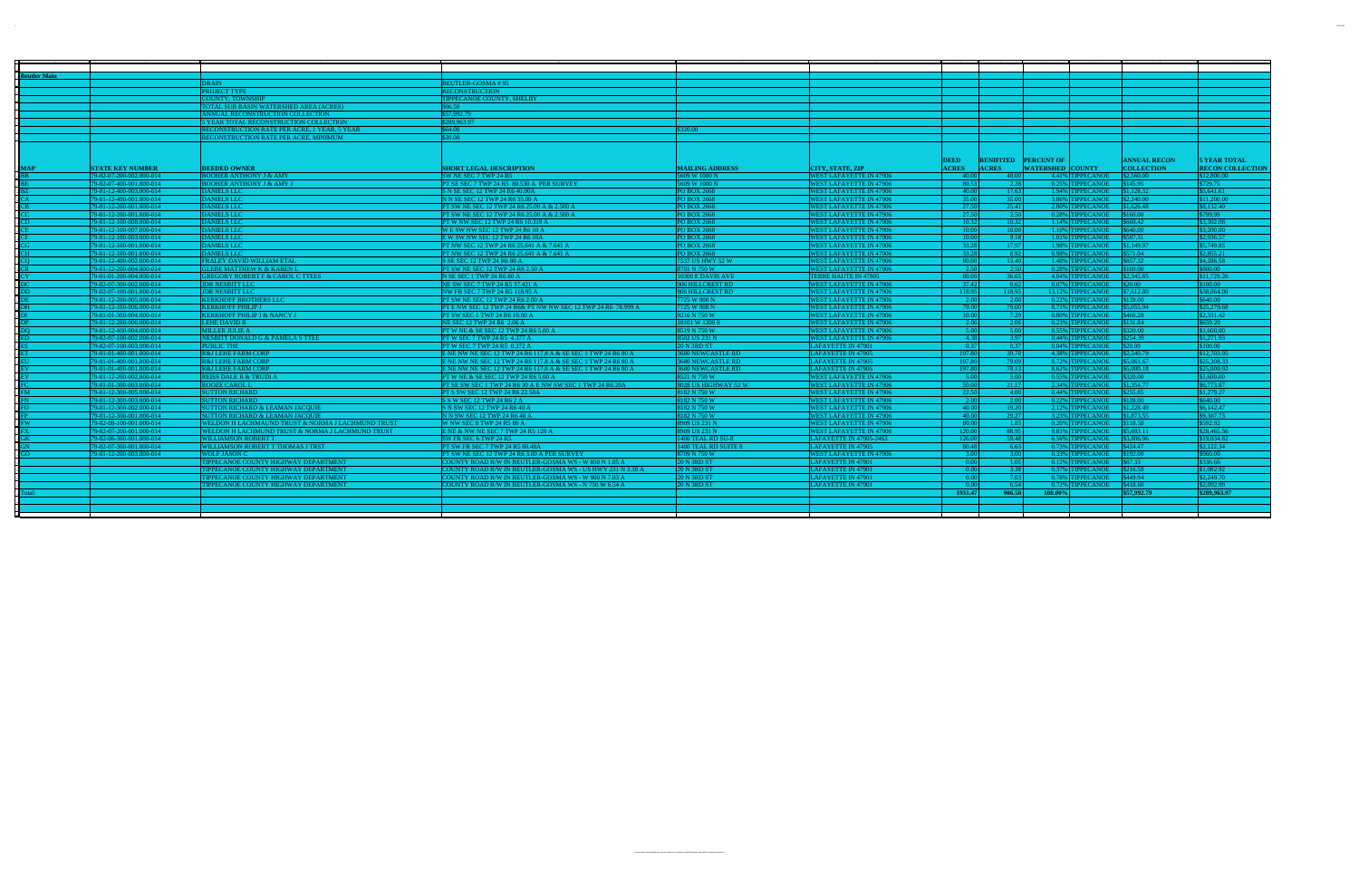**Beutler Main**

| | |
|---|---|
| DRAIN | BEUTLER-GOSMA # 95 |
| PROJECT TYPE | RECONSTRUCTION |
| COUNTY, TOWNSHIP | TIPPECANOE COUNTY, SHELBY |
| TOTAL SUB BASIN WATERSHED AREA (ACRES) | 906.50 |
| ANNUAL RECONSTRUCTION COLLECTION | $57,992.79 |
| 5 YEAR TOTAL RECONSTRUCTION COLLECTION | $289,963.97 |
| RECONSTRUCTION RATE PER ACRE, 1 YEAR, 5 YEAR | $64.00 / $320.00 |
| RECONSTRUCTION RATE PER ACRE, MINIMUM | $20.00 |

| MAP | STATE KEY NUMBER | DEEDED OWNER | SHORT LEGAL DESCRIPTION | MAILING ADDRESS | CITY, STATE, ZIP | DEED ACRES | BENIFITED ACRES | PERCENT OF WATERSHED | COUNTY | ANNUAL RECON COLLECTION | 5 YEAR TOTAL RECON COLLECTION |
|---|---|---|---|---|---|---|---|---|---|---|---|
| BB | 79-02-07-200-002.000-014 | BOOHER ANTHONY J & AMY | SW NE SEC 7 TWP 24 R5 | 5609 W 1000 N | WEST LAFAYETTE IN 47906 | 40.00 | 40.00 | 4.41% | TIPPECANOE | $2,560.00 | $12,800.00 |
| BE | 79-02-07-400-001.000-014 | BOOHER ANTHONY J & AMY J | PT SE SEC 7 TWP 24 R5 80.530 A PER SURVEY | 5609 W 1000 N | WEST LAFAYETTE IN 47906 | 80.53 | 2.28 | 0.25% | TIPPECANOE | $145.95 | $729.75 |
| BZ | 79-01-12-400-003.000-014 | DANIELS LLC | S N SE SEC 12 TWP 24 R6 40.00A | PO BOX 2668 | WEST LAFAYETTE IN 47906 | 40.00 | 17.63 | 1.94% | TIPPECANOE | $1,128.32 | $5,641.61 |
| CA | 79-01-12-400-001.000-014 | DANIELS LLC | N N SE SEC 12 TWP 24 R6 35.00 A | PO BOX 2668 | WEST LAFAYETTE IN 47906 | 35.00 | 35.00 | 3.86% | TIPPECANOE | $2,240.00 | $11,200.00 |
| CB | 79-01-12-200-001.000-014 | DANIELS LLC | PT SW NE SEC 12 TWP 24 R6 25.00 A & 2.500 A | PO BOX 2668 | WEST LAFAYETTE IN 47906 | 27.50 | 25.41 | 2.80% | TIPPECANOE | $1,626.48 | $8,132.40 |
| CC | 79-01-12-200-003.000-014 | DANIELS LLC | PT SW NE SEC 12 TWP 24 R6 25.00 A & 2.500 A | PO BOX 2668 | WEST LAFAYETTE IN 47906 | 27.50 | 2.50 | 0.28% | TIPPECANOE | $160.00 | $799.99 |
| CD | 79-01-12-100-008.000-014 | DANIELS LLC | PT W NW SEC 12 TWP 24 R6 10.319 A | PO BOX 2668 | WEST LAFAYETTE IN 47906 | 10.32 | 10.32 | 1.14% | TIPPECANOE | $660.42 | $3,302.08 |
| CE | 79-01-12-100-007.000-014 | DANIELS LLC | W E SW NW SEC 12 TWP 24 R6 10 A | PO BOX 2668 | WEST LAFAYETTE IN 47906 | 10.00 | 10.00 | 1.10% | TIPPECANOE | $640.00 | $3,200.00 |
| CF | 79-01-12-100-003.000-014 | DANIELS LLC | E W SW NW SEC 12 TWP 24 R6 10A | PO BOX 2668 | WEST LAFAYETTE IN 47906 | 10.00 | 9.18 | 1.01% | TIPPECANOE | $587.31 | $2,936.57 |
| CG | 79-01-12-100-001.000-014 | DANIELS LLC | PT NW SEC 12 TWP 24 R6 25.641 A & 7.641 A | PO BOX 2668 | WEST LAFAYETTE IN 47906 | 33.28 | 17.97 | 1.98% | TIPPECANOE | $1,149.97 | $5,749.85 |
| CH | 79-01-12-100-001.000-014 | DANIELS LLC | PT NW SEC 12 TWP 24 R6 25.641 A & 7.641 A | PO BOX 2668 | WEST LAFAYETTE IN 47906 | 33.28 | 8.92 | 0.98% | TIPPECANOE | $571.04 | $2,855.21 |
| CQ | 79-01-12-400-002.000-014 | FRALEY DAVID WILLIAM ETAL | S SE SEC 12 TWP 24 R6 80 A | 7537 US HWY 52 W | WEST LAFAYETTE IN 47906 | 80.00 | 13.40 | 1.48% | TIPPECANOE | $857.32 | $4,286.58 |
| CR | 79-01-12-200-004.000-014 | GLEBE MATTHEW K & KAREN L | PT SW NE SEC 12 TWP 24 R6 2.50 A | 8701 N 750 W | WEST LAFAYETTE IN 47906 | 2.50 | 2.50 | 0.28% | TIPPECANOE | $160.00 | $800.00 |
| CY | 79-01-01-200-004.000-014 | GREGORY ROBERT F & CAROL C TTEES | N SE SEC 1 TWP 24 R6 80 A | 10300 E DAVIS AVE | TERRE HAUTE IN 47805 | 80.00 | 36.65 | 4.04% | TIPPECANOE | $2,345.85 | $11,729.26 |
| DC | 79-02-07-300-002.000-014 | JDR NESBITT LLC | NE SW SEC 7 TWP 24 R5 37.421 A | 906 HILLCREST RD | WEST LAFAYETTE IN 47906 | 37.42 | 0.62 | 0.07% | TIPPECANOE | $20.00 | $100.00 |
| DD | 79-02-07-100-001.000-014 | JDR NESBITT LLC | NW FR SEC 7 TWP 24 R5 118.95 A | 906 HILLCREST RD | WEST LAFAYETTE IN 47906 | 118.95 | 118.95 | 13.12% | TIPPECANOE | $7,612.80 | $38,064.00 |
| DE | 79-01-12-200-005.000-014 | KERKHOFF BROTHERS LLC | PT SW NE SEC 12 TWP 24 R6 2.00 A | 7725 W 900 N | WEST LAFAYETTE IN 47906 | 2.00 | 2.00 | 0.22% | TIPPECANOE | $128.00 | $640.00 |
| DH | 79-01-12-100-006.000-014 | KERKHOFF PHILIP J | PT E NW SEC 12 TWP 24 R6& PT NW NW SEC 12 TWP 24 R6 78.999 A | 7725 W 900 N | WEST LAFAYETTE IN 47906 | 79.00 | 79.00 | 8.71% | TIPPECANOE | $5,055.94 | $25,279.68 |
| DI | 79-01-01-300-004.000-014 | KERKHOFF PHILIP J & NANCY J | PT SW SEC 1 TWP 24 R6 10.00 A | 9216 N 750 W | WEST LAFAYETTE IN 47906 | 10.00 | 7.29 | 0.80% | TIPPECANOE | $466.28 | $2,331.42 |
| DP | 79-01-12-200-006.000-014 | LEHE DAVID R | NE SEC 12 TWP 24 R6 2.06 A | 10101 W 1300 S | WEST LAFAYETTE IN 47906 | 2.06 | 2.06 | 0.23% | TIPPECANOE | $131.84 | $659.20 |
| DQ | 79-01-12-400-004.000-014 | MILLER JULIE A | PT W NE & SE SEC 12 TWP 24 R6 5.00 A | 8519 N 750 W | WEST LAFAYETTE IN 47906 | 5.00 | 5.00 | 0.55% | TIPPECANOE | $320.00 | $1,600.00 |
| ED | 79-02-07-100-002.000-014 | NESBITT DONALD G & PAMELA S TTEE | PT W SEC 7 TWP 24 R5 4.377 A | 8502 US 231 N | WEST LAFAYETTE IN 47906 | 4.38 | 3.97 | 0.44% | TIPPECANOE | $254.39 | $1,271.93 |
| ES | 79-02-07-100-003.000-014 | PUBLIC THE | PT W SEC 7 TWP 24 R5 0.372 A | 20 N 3RD ST | LAFAYETTE IN 47901 | 0.37 | 0.37 | 0.04% | TIPPECANOE | $20.00 | $100.00 |
| ET | 79-01-01-400-001.000-014 | R&J LEHE FARM CORP | E NE NW NE SEC 12 TWP 24 R6 117.8 A & SE SEC 1 TWP 24 R6 80 A | 3680 NEWCASTLE RD | LAFAYETTE IN 47905 | 197.80 | 39.70 | 4.38% | TIPPECANOE | $2,540.79 | $12,703.95 |
| EU | 79-01-01-400-001.000-014 | R&J LEHE FARM CORP | E NE NW NE SEC 12 TWP 24 R6 117.8 A & SE SEC 1 TWP 24 R6 80 A | 3680 NEWCASTLE RD | LAFAYETTE IN 47905 | 197.80 | 79.09 | 8.72% | TIPPECANOE | $5,061.67 | $25,308.33 |
| EV | 79-01-01-400-001.000-014 | R&J LEHE FARM CORP | E NE NW NE SEC 12 TWP 24 R6 117.8 A & SE SEC 1 TWP 24 R6 80 A | 3680 NEWCASTLE RD | LAFAYETTE IN 47905 | 197.80 | 78.13 | 8.62% | TIPPECANOE | $5,000.18 | $25,000.92 |
| EY | 79-01-12-200-002.000-014 | REISS DALE R & TRUDI A | PT W NE & SE SEC 12 TWP 24 R6 5.00 A | 8521 N 750 W | WEST LAFAYETTE IN 47906 | 5.00 | 5.00 | 0.55% | TIPPECANOE | $320.00 | $1,600.00 |
| FC | 79-01-01-300-003.000-014 | ROOZE CAROL L | PT SE SW SEC 1 TWP 24 R6 30 A E NW SW SEC 1 TWP 24 R6 20A | 8028 US HIGHWAY 52 W | WEST LAFAYETTE IN 47906 | 50.00 | 21.17 | 2.34% | TIPPECANOE | $1,354.77 | $6,773.87 |
| FM | 79-01-12-300-005.000-014 | SUTTON RICHARD | PT S SW SEC 12 TWP 24 R6 22.50A | 8182 N 750 W | WEST LAFAYETTE IN 47906 | 22.50 | 4.00 | 0.44% | TIPPECANOE | $255.85 | $1,279.27 |
| FN | 79-01-12-300-003.000-014 | SUTTON RICHARD | S S W SEC 12 TWP 24 R6 2 A | 8182 N 750 W | WEST LAFAYETTE IN 47906 | 2.00 | 2.00 | 0.22% | TIPPECANOE | $128.00 | $640.00 |
| FO | 79-01-12-300-002.000-014 | SUTTON RICHARD & LEAMAN JACQUIE | S N SW SEC 12 TWP 24 R6 40 A | 8182 N 750 W | WEST LAFAYETTE IN 47906 | 40.00 | 19.20 | 2.12% | TIPPECANOE | $1,228.49 | $6,142.47 |
| FP | 79-01-12-300-001.000-014 | SUTTON RICHARD & LEAMAN JACQUIE | N N SW SEC 12 TWP 24 R6 40 A | 8182 N 750 W | WEST LAFAYETTE IN 47906 | 40.00 | 29.27 | 3.23% | TIPPECANOE | $1,873.55 | $9,367.73 |
| FW | 79-02-08-100-001.000-014 | WELDON H LACHMAUND TRUST & NORMA J LACHMUND TRUST | W NW SEC 8 TWP 24 R5 80 A | 8909 US 231 N | WEST LAFAYETTE IN 47906 | 80.00 | 1.85 | 0.20% | TIPPECANOE | $118.58 | $592.92 |
| FX | 79-02-07-200-001.000-014 | WELDON H LACHMUND TRUST & NORMA J LACHMUND TRUST | E NE & NW NE SEC 7 TWP 24 R5 120 A | 8909 US 231 N | WEST LAFAYETTE IN 47906 | 120.00 | 88.95 | 9.81% | TIPPECANOE | $5,693.11 | $28,465.56 |
| GK | 79-02-06-300-001.000-014 | WILLIAMSON ROBERT T | SW FR SEC 6 TWP 24 R5 | 1400 TEAL RD SU-8 | LAFAYETTE IN 47905-2463 | 126.00 | 59.48 | 6.56% | TIPPECANOE | $3,806.96 | $19,034.82 |
| GN | 79-02-07-300-001.000-014 | WILLIAMSON ROBERT T THOMAS J TRST | PT SW FR SEC 7 TWP 24 R5 80.48A | 1400 TEAL RD SUITE 8 | LAFAYETTE IN 47905 | 80.48 | 6.63 | 0.73% | TIPPECANOE | $424.47 | $2,122.34 |
| GO | 79-01-12-200-003.000-014 | WOLF JASON C | PT SW NE SEC 12 TWP 24 R6 3.00 A PER SURVEY | 8709 N 750 W | WEST LAFAYETTE IN 47906 | 3.00 | 3.00 | 0.33% | TIPPECANOE | $192.00 | $960.00 |
| | | TIPPECANOE COUNTY HIGHWAY DEPARTMENT | COUNTY ROAD R/W IN BEUTLER-GOSMA WS - W 850 N 1.05 A | 20 N 3RD ST | LAFAYETTE IN 47901 | 0.00 | 1.05 | 0.12% | TIPPECANOE | $67.33 | $336.66 |
| | | TIPPECANOE COUNTY HIGHWAY DEPARTMENT | COUNTY ROAD R/W IN BEUTLER-GOSMA WS - US HWY 231 N 3.38 A | 20 N 3RD ST | LAFAYETTE IN 47901 | 0.00 | 3.38 | 0.37% | TIPPECANOE | $216.58 | $1,082.92 |
| | | TIPPECANOE COUNTY HIGHWAY DEPARTMENT | COUNTY ROAD R/W IN BEUTLER-GOSMA WS - W 900 N 7.03 A | 20 N 3RD ST | LAFAYETTE IN 47901 | 0.00 | 7.03 | 0.78% | TIPPECANOE | $449.94 | $2,249.70 |
| | | TIPPECANOE COUNTY HIGHWAY DEPARTMENT | COUNTY ROAD R/W IN BEUTLER-GOSMA WS - N 750 W 6.54 A | 20 N 3RD ST | LAFAYETTE IN 47901 | 0.00 | 6.54 | 0.72% | TIPPECANOE | $418.60 | $2,092.99 |
| Total: | | | | | | 1931.47 | 906.50 | 100.00% | | $57,992.79 | $289,963.97 |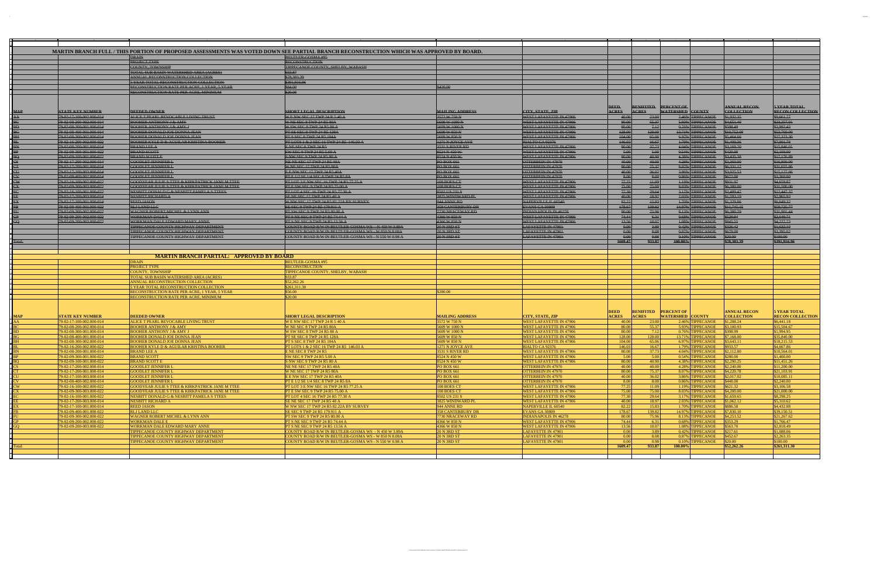## MARTIN BRANCH FULL / THIS PORTION OF PROPOSED ASSESSMENTS WAS VOTED DOWN SEE PARTIAL BRANCH RECONSTRUCTION WHICH WAS APPROVED BY BOARD.

| | | |
|---|---|---|
| ~~DRAIN~~ | ~~BEUTLER-GOSMA #95~~ | |
| ~~PROJECT TYPE~~ | ~~RECONSTRUCTION~~ | |
| ~~COUNTY, TOWNSHIP~~ | ~~TIPPECANOE COUNTY, SHELBY, WABASH~~ | |
| ~~TOTAL SUB BASIN WATERSHED AREA (ACRES)~~ | ~~933.87~~ | |
| ~~ANNUAL RECONSTRUCTION COLLECTION~~ | ~~$78,383.39~~ | |
| ~~5 YEAR TOTAL RECONSTRUCTION COLLECTION~~ | ~~$391,916.96~~ | |
| ~~RECONSTRUCTION RATE PER ACRE, 1 YEAR, 5 YEAR~~ | ~~$84.00~~ | ~~$420.00~~ |
| ~~RECONSTRUCTION RATE PER ACRE, MINIMUM~~ | ~~$20.00~~ | |

| ~~MAP~~ | ~~STATE KEY NUMBER~~ | ~~DEEDED OWNER~~ | ~~SHORT LEGAL DESCRIPTION~~ | ~~MAILING ADDRESS~~ | ~~CITY, STATE, ZIP~~ | ~~DEED ACRES~~ | ~~BENIFITED ACRES~~ | ~~PERCENT OF WATERSHED~~ | ~~COUNTY~~ | ~~ANNUAL RECON COLLECTION~~ | ~~5 YEAR TOTAL RECON COLLECTION~~ |
|---|---|---|---|---|---|---|---|---|---|---|---|
| ~~AA~~ | ~~79-02-17-100-002.000-014~~ | ~~ALICE T PEARL REVOCABLE LIVING TRUST~~ | ~~W E NW SEC 17 TWP 24 R 5 40 A~~ | ~~3572 W 750 N~~ | ~~WEST LAFAYETTE IN 47906~~ | ~~40.00~~ | ~~23.00~~ | ~~2.46%~~ | ~~TIPPECANOE~~ | ~~$1,932.35~~ | ~~$9,661.77~~ |
| ~~BC~~ | ~~79-02-08-300-002.000-014~~ | ~~BOOHER ANTHONY J & AMY~~ | ~~W NE SEC 8 TWP 24 R5 80A~~ | ~~5609 W 1000 N~~ | ~~WEST LAFAYETTE IN 47906~~ | ~~80.00~~ | ~~55.37~~ | ~~5.93%~~ | ~~TIPPECANOE~~ | ~~$4,651.40~~ | ~~$23,257.01~~ |
| ~~BD~~ | ~~79-02-08-300-001.000-014~~ | ~~BOOHER ANTHONY J & AMY J~~ | ~~W SW SEC 8 TWP 24 R5 80 A~~ | ~~5609 W 1000 N~~ | ~~WEST LAFAYETTE IN 47906~~ | ~~80.00~~ | ~~7.12~~ | ~~0.76%~~ | ~~TIPPECANOE~~ | ~~$598.49~~ | ~~$2,992.43~~ |
| ~~BG~~ | ~~79-02-08-400-001.000-014~~ | ~~BOOHER DONALD JOE DONNA JEAN~~ | ~~PT SE SEC 8 TWP 24 R5 128A~~ | ~~5609 W 850 N~~ | ~~WEST LAFAYETTE IN 47906~~ | ~~128.00~~ | ~~128.00~~ | ~~13.71%~~ | ~~TIPPECANOE~~ | ~~$10,752.00~~ | ~~$53,760.00~~ |
| ~~BH~~ | ~~79-02-08-300-002.000-014~~ | ~~BOOHER DONALD JOE DONNA JEAN~~ | ~~PT S SEC 8 TWP 24 R5 104A~~ | ~~5609 W 850 N~~ | ~~WEST LAFAYETTE IN 47906~~ | ~~104.00~~ | ~~65.06~~ | ~~6.97%~~ | ~~TIPPECANOE~~ | ~~$5,464.66~~ | ~~$27,323.30~~ |
| ~~BL~~ | ~~79-02-16-200-002.000-022~~ | ~~BOOHER KYLE D & AGUILAR KRISTINA BOOHER~~ | ~~PT LOTS 1 & 2 SEC 16 TWP 24 R5 146.03 A~~ | ~~1271 N JOYCE AVE~~ | ~~RIALTO CA 92376~~ | ~~146.03~~ | ~~16.67~~ | ~~1.79%~~ | ~~TIPPECANOE~~ | ~~$1,400.36~~ | ~~$7,001.78~~ |
| ~~BN~~ | ~~79-02-08-200-001.000-014~~ | ~~BRAND LEE A~~ | ~~E NE SEC 8 TWP 24 R5~~ | ~~3531 S RIVER RD~~ | ~~WEST LAFAYETTE IN 47906~~ | ~~80.00~~ | ~~37.73~~ | ~~4.04%~~ | ~~TIPPECANOE~~ | ~~$3,169.20~~ | ~~$15,846.01~~ |
| ~~BP~~ | ~~79-02-09-300-001.000-022~~ | ~~BRAND SCOTT~~ | ~~SW SEC 9 TWP 24 R5 5.00 A~~ | ~~8524 N 450 W~~ | ~~WEST LAFAYETTE IN 47906~~ | ~~5.00~~ | ~~5.00~~ | ~~0.54%~~ | ~~TIPPECANOE~~ | ~~$420.00~~ | ~~$2,100.00~~ |
| ~~BQ~~ | ~~79-02-09-100-001.000-022~~ | ~~BRAND SCOTT E~~ | ~~S NW SEC 9 TWP 24 R5 80 A~~ | ~~8524 N 450 W~~ | ~~WEST LAFAYETTE IN 47906~~ | ~~80.00~~ | ~~40.90~~ | ~~4.38%~~ | ~~TIPPECANOE~~ | ~~$3,435.38~~ | ~~$17,176.89~~ |
| ~~CS~~ | ~~79-02-17-200-002.000-014~~ | ~~GOODLET JENNIFER L~~ | ~~NE NE SEC 17 TWP 24 R5 40A~~ | ~~PO BOX 661~~ | ~~OTTERBEIN IN 47970~~ | ~~40.00~~ | ~~40.00~~ | ~~4.28%~~ | ~~TIPPECANOE~~ | ~~$3,360.00~~ | ~~$16,800.00~~ |
| ~~CT~~ | ~~79-02-17-200-001.000-014~~ | ~~GOODLET JENNIFER L~~ | ~~W NE SEC 17 TWP 24 R5 80A~~ | ~~PO BOX 661~~ | ~~OTTERBEIN IN 47970~~ | ~~80.00~~ | ~~75.37~~ | ~~8.07%~~ | ~~TIPPECANOE~~ | ~~$6,331.17~~ | ~~$31,655.86~~ |
| ~~CU~~ | ~~79-02-17-100-003.000-014~~ | ~~GOODLET JENNIFER L~~ | ~~E E NW SEC 17 TWP 24 R5 40A~~ | ~~PO BOX 661~~ | ~~OTTERBEIN IN 47970~~ | ~~40.00~~ | ~~36.02~~ | ~~3.86%~~ | ~~TIPPECANOE~~ | ~~$3,025.53~~ | ~~$15,127.66~~ |
| ~~CV~~ | ~~79-02-08-400-002.000-014~~ | ~~GOODLET JENNIFER L~~ | ~~PT E 1/2 SE 1/4 SEC 8 TWP 24 R5 8A~~ | ~~PO BOX 661~~ | ~~OTTERBEIN IN 47970~~ | ~~8.00~~ | ~~8.00~~ | ~~0.86%~~ | ~~TIPPECANOE~~ | ~~$672.00~~ | ~~$3,360.00~~ |
| ~~CW~~ | ~~79-02-16-100-002.000-022~~ | ~~GOODYEAR JULIE S TTEE & KIRKPATRICK JANE M TTEE~~ | ~~PT LOT 3 E NW SEC 16 TWP 24 R5 77.25 A~~ | ~~108 BOES CT~~ | ~~WEST LAFAYETTE IN 47906~~ | ~~77.25~~ | ~~11.09~~ | ~~1.19%~~ | ~~TIPPECANOE~~ | ~~$931.97~~ | ~~$4,659.87~~ |
| ~~CX~~ | ~~79-02-09-300-002.000-022~~ | ~~GOODYEAR JULIE S TTEE & KIRKPATRICK JANE M TTEE~~ | ~~PT E SW SEC 9 TWP 24 R5 75.00 A~~ | ~~108 BOES CT~~ | ~~WEST LAFAYETTE IN 47906~~ | ~~75.00~~ | ~~75.00~~ | ~~8.03%~~ | ~~TIPPECANOE~~ | ~~$6,300.00~~ | ~~$31,500.00~~ |
| ~~EC~~ | ~~79-02-16-100-001.000-022~~ | ~~NESBITT DONALD G & NESBITT PAMELA S TTEES~~ | ~~PT LOT 4 SEC 16 TWP 24 R5 77.30 A~~ | ~~8502 US 231 S~~ | ~~WEST LAFAYETTE IN 47906~~ | ~~77.30~~ | ~~29.64~~ | ~~3.17%~~ | ~~TIPPECANOE~~ | ~~$2,489.47~~ | ~~$12,447.37~~ |
| ~~EE~~ | ~~79-02-17-200-003.000-014~~ | ~~NESBITT RICHARD A~~ | ~~SE NE SEC 17 TWP 24 R5 40 A~~ | ~~3825 WINDWARD PL~~ | ~~WEST LAFAYETTE IN 47906~~ | ~~40.00~~ | ~~18.97~~ | ~~2.03%~~ | ~~TIPPECANOE~~ | ~~$1,593.18~~ | ~~$7,965.93~~ |
| ~~EX~~ | ~~79-02-17-100-001.000-014~~ | ~~REED JASON~~ | ~~W NW SEC 17 TWP 24 R5 82.22A BY SURVEY~~ | ~~944 ANNE RD~~ | ~~NAPERVILLE IL 60540~~ | ~~82.22~~ | ~~15.83~~ | ~~1.70%~~ | ~~TIPPECANOE~~ | ~~$1,329.86~~ | ~~$6,649.32~~ |
| ~~FB~~ | ~~79-02-09-400-001.000-022~~ | ~~RLJ LAND LLC~~ | ~~SE SEC 9 TWP 24 R5 179.911 A~~ | ~~358 CANTERBURY DR~~ | ~~EVANS GA 30809~~ | ~~178.67~~ | ~~139.82~~ | ~~14.97%~~ | ~~TIPPECANOE~~ | ~~$11,745.15~~ | ~~$58,725.77~~ |
| ~~FU~~ | ~~79-02-09-300-002.000-022~~ | ~~WAGNER ROBERT MICHEL & LYNN ANN~~ | ~~PT SW SEC 9 TWP 24 R5 80.00 A~~ | ~~7730 NRACEWAY RD~~ | ~~INDIANAPOLIS IN 46278~~ | ~~80.00~~ | ~~75.96~~ | ~~8.13%~~ | ~~TIPPECANOE~~ | ~~$6,380.29~~ | ~~$31,901.44~~ |
| ~~GP~~ | ~~79-02-09-200-002.000-022~~ | ~~WORKMAN DALE E~~ | ~~PT S NE SEC 9 TWP 24 R5 74.44 A~~ | ~~4366 W 850 N~~ | ~~WEST LAFAYETTE IN 47906~~ | ~~74.44~~ | ~~6.31~~ | ~~0.68%~~ | ~~TIPPECANOE~~ | ~~$529.94~~ | ~~$2,649.71~~ |
| ~~GQ~~ | ~~79-02-09-200-003.000-022~~ | ~~WORKMAN DALE EDWARD MARY ANNE~~ | ~~PT S NE SEC 9 TWP 24 R5 13.56 A~~ | ~~4366 W 850 N~~ | ~~WEST LAFAYETTE IN 47906~~ | ~~13.56~~ | ~~10.07~~ | ~~1.08%~~ | ~~TIPPECANOE~~ | ~~$845.55~~ | ~~$4,227.73~~ |
| | | ~~TIPPECANOE COUNTY HIGHWAY DEPARTMENT~~ | ~~COUNTY ROAD R/W IN BEUTLER-GOSMA WS - N 450 W 3.89A~~ | ~~20 N 3RD ST~~ | ~~LAFAYETTE IN 47901~~ | ~~0.00~~ | ~~3.89~~ | ~~0.42%~~ | ~~TIPPECANOE~~ | ~~$326.42~~ | ~~$1,632.10~~ |
| | | ~~TIPPECANOE COUNTY HIGHWAY DEPARTMENT~~ | ~~COUNTY ROAD R/W IN BEUTLER-GOSMA WS - W 850 N 8.08A~~ | ~~20 N 3RD ST~~ | ~~LAFAYETTE IN 47901~~ | ~~0.00~~ | ~~8.08~~ | ~~0.87%~~ | ~~TIPPECANOE~~ | ~~$679.00~~ | ~~$3,395.02~~ |
| | | ~~TIPPECANOE COUNTY HIGHWAY DEPARTMENT~~ | ~~COUNTY ROAD R/W IN BEUTLER-GOSMA WS - N 550 W 0.98 A~~ | ~~20 N 3RD ST~~ | ~~LAFAYETTE IN 47901~~ | ~~0.00~~ | ~~0.98~~ | ~~0.10%~~ | ~~TIPPECANOE~~ | ~~$20.00~~ | ~~$100.00~~ |
| ~~Total:~~ | | | | | | ~~1609.47~~ | ~~933.87~~ | ~~100.00%~~ | | ~~$78,383.39~~ | ~~$391,916.96~~ |

## MARTIN BRANCH PARTIAL: APPROVED BY BOARD

| | | |
|---|---|---|
| DRAIN | BEUTLER-GOSMA #95 | |
| PROJECT TYPE | RECONSTRUCTION | |
| COUNTY, TOWNSHIP | TIPPECANOE COUNTY, SHELBY, WABASH | |
| TOTAL SUB BASIN WATERSHED AREA (ACRES) | 933.87 | |
| ANNUAL RECONSTRUCTION COLLECTION | $52,262.26 | |
| 5 YEAR TOTAL RECONSTRUCTION COLLECTION | $261,311.30 | |
| RECONSTRUCTION RATE PER ACRE, 1 YEAR, 5 YEAR | $56.00 | $280.00 |
| RECONSTRUCTION RATE PER ACRE, MINIMUM | $20.00 | |

| MAP | STATE KEY NUMBER | DEEDED OWNER | SHORT LEGAL DESCRIPTION | MAILING ADDRESS | CITY, STATE, ZIP | DEED ACRES | BENIFITED ACRES | PERCENT OF WATERSHED | COUNTY | ANNUAL RECON COLLECTION | 5 YEAR TOTAL RECON COLLECTION |
|---|---|---|---|---|---|---|---|---|---|---|---|
| AA | 79-02-17-100-002.000-014 | ALICE T PEARL REVOCABLE LIVING TRUST | W E NW SEC 17 TWP 24 R 5 40 A | 3572 W 750 N | WEST LAFAYETTE IN 47906 | 40.00 | 23.00 | 2.46% | TIPPECANOE | $1,288.24 | $6,441.18 |
| BC | 79-02-08-300-002.000-014 | BOOHER ANTHONY J & AMY | W NE SEC 8 TWP 24 R5 80A | 5609 W 1000 N | WEST LAFAYETTE IN 47906 | 80.00 | 55.37 | 5.93% | TIPPECANOE | $3,100.93 | $15,504.67 |
| BD | 79-02-08-300-001.000-014 | BOOHER ANTHONY J & AMY J | W SW SEC 8 TWP 24 R5 80 A | 5609 W 1000 N | WEST LAFAYETTE IN 47906 | 80.00 | 7.12 | 0.76% | TIPPECANOE | $398.99 | $1,994.95 |
| BG | 79-02-08-400-001.000-014 | BOOHER DONALD JOE DONNA JEAN | PT SE SEC 8 TWP 24 R5 128A | 5609 W 850 N | WEST LAFAYETTE IN 47906 | 128.00 | 128.00 | 13.71% | TIPPECANOE | $7,168.00 | $35,840.00 |
| BH | 79-02-08-300-002.000-014 | BOOHER DONALD JOE DONNA JEAN | PT S SEC 8 TWP 24 R5 104A | 5609 W 850 N | WEST LAFAYETTE IN 47906 | 104.00 | 65.06 | 6.97% | TIPPECANOE | $3,643.11 | $18,215.53 |
| BL | 79-02-16-200-002.000-022 | BOOHER KYLE D & AGUILAR KRISTINA BOOHER | PT LOTS 1 & 2 SEC 16 TWP 24 R5 146.03 A | 1271 N JOYCE AVE | RIALTO CA 92376 | 146.03 | 16.67 | 1.79% | TIPPECANOE | $933.57 | $4,667.86 |
| BN | 79-02-08-200-001.000-014 | BRAND LEE A | E NE SEC 8 TWP 24 R5 | 3531 S RIVER RD | WEST LAFAYETTE IN 47906 | 80.00 | 37.73 | 4.04% | TIPPECANOE | $2,112.80 | $10,564.01 |
| BP | 79-02-09-300-001.000-022 | BRAND SCOTT | SW SEC 9 TWP 24 R5 5.00 A | 8524 N 450 W | WEST LAFAYETTE IN 47906 | 5.00 | 5.00 | 0.54% | TIPPECANOE | $280.00 | $1,400.00 |
| BQ | 79-02-09-100-001.000-022 | BRAND SCOTT E | S NW SEC 9 TWP 24 R5 80 A | 8524 N 450 W | WEST LAFAYETTE IN 47906 | 80.00 | 40.90 | 4.38% | TIPPECANOE | $2,290.25 | $11,451.26 |
| CS | 79-02-17-200-002.000-014 | GOODLET JENNIFER L | NE NE SEC 17 TWP 24 R5 40A | PO BOX 661 | OTTERBEIN IN 47970 | 40.00 | 40.00 | 4.28% | TIPPECANOE | $2,240.00 | $11,200.00 |
| CT | 79-02-17-200-001.000-014 | GOODLET JENNIFER L | W NE SEC 17 TWP 24 R5 80A | PO BOX 661 | OTTERBEIN IN 47970 | 80.00 | 75.37 | 8.07% | TIPPECANOE | $4,220.78 | $21,103.91 |
| CU | 79-02-17-100-003.000-014 | GOODLET JENNIFER L | E E NW SEC 17 TWP 24 R5 40A | PO BOX 661 | OTTERBEIN IN 47970 | 40.00 | 36.02 | 3.86% | TIPPECANOE | $2,017.02 | $10,085.11 |
| CV | 79-02-08-400-002.000-014 | GOODLET JENNIFER L | PT E 1/2 SE 1/4 SEC 8 TWP 24 R5 8A | PO BOX 661 | OTTERBEIN IN 47970 | 8.00 | 8.00 | 0.86% | TIPPECANOE | $448.00 | $2,240.00 |
| CW | 79-02-16-100-002.000-022 | GOODYEAR JULIE S TTEE & KIRKPATRICK JANE M TTEE | PT LOT 3 E NW SEC 16 TWP 24 R5 77.25 A | 108 BOES CT | WEST LAFAYETTE IN 47906 | 77.25 | 11.09 | 1.19% | TIPPECANOE | $621.32 | $3,106.58 |
| CX | 79-02-09-300-002.000-022 | GOODYEAR JULIE S TTEE & KIRKPATRICK JANE M TTEE | PT E SW SEC 9 TWP 24 R5 75.00 A | 108 BOES CT | WEST LAFAYETTE IN 47906 | 75.00 | 75.00 | 8.03% | TIPPECANOE | $4,200.00 | $21,000.00 |
| EC | 79-02-16-100-001.000-022 | NESBITT DONALD G & NESBITT PAMELA S TTEES | PT LOT 4 SEC 16 TWP 24 R5 77.30 A | 8502 US 231 S | WEST LAFAYETTE IN 47906 | 77.30 | 29.64 | 3.17% | TIPPECANOE | $1,659.65 | $8,298.25 |
| EE | 79-02-17-200-003.000-014 | NESBITT RICHARD A | SE NE SEC 17 TWP 24 R5 40 A | 3825 WINDWARD PL | WEST LAFAYETTE IN 47906 | 40.00 | 18.97 | 2.03% | TIPPECANOE | $1,062.12 | $5,310.62 |
| EX | 79-02-17-100-001.000-014 | REED JASON | W NW SEC 17 TWP 24 R5 82.22A BY SURVEY | 944 ANNE RD | NAPERVILLE IL 60540 | 82.22 | 15.83 | 1.70% | TIPPECANOE | $886.58 | $4,432.88 |
| FB | 79-02-09-400-001.000-022 | RLJ LAND LLC | SE SEC 9 TWP 24 R5 179.911 A | 358 CANTERBURY DR | EVANS GA 30809 | 178.67 | 139.82 | 14.97% | TIPPECANOE | $7,830.10 | $39,150.51 |
| FU | 79-02-09-300-002.000-022 | WAGNER ROBERT MICHEL & LYNN ANN | PT SW SEC 9 TWP 24 R5 80.00 A | 7730 NRACEWAY RD | INDIANAPOLIS IN 46278 | 80.00 | 75.96 | 8.13% | TIPPECANOE | $4,253.52 | $21,267.62 |
| GP | 79-02-09-200-002.000-022 | WORKMAN DALE E | PT S NE SEC 9 TWP 24 R5 74.44 A | 4366 W 850 N | WEST LAFAYETTE IN 47906 | 74.44 | 6.31 | 0.68% | TIPPECANOE | $353.29 | $1,766.47 |
| GQ | 79-02-09-200-003.000-022 | WORKMAN DALE EDWARD MARY ANNE | PT S NE SEC 9 TWP 24 R5 13.56 A | 4366 W 850 N | WEST LAFAYETTE IN 47906 | 13.56 | 10.07 | 1.08% | TIPPECANOE | $563.70 | $2,818.49 |
| | | TIPPECANOE COUNTY HIGHWAY DEPARTMENT | COUNTY ROAD R/W IN BEUTLER-GOSMA WS - N 450 W 3.89A | 20 N 3RD ST | LAFAYETTE IN 47901 | 0.00 | 3.89 | 0.42% | TIPPECANOE | $217.61 | $1,088.06 |
| | | TIPPECANOE COUNTY HIGHWAY DEPARTMENT | COUNTY ROAD R/W IN BEUTLER-GOSMA WS - W 850 N 8.08A | 20 N 3RD ST | LAFAYETTE IN 47901 | 0.00 | 8.08 | 0.87% | TIPPECANOE | $452.67 | $2,263.35 |
| | | TIPPECANOE COUNTY HIGHWAY DEPARTMENT | COUNTY ROAD R/W IN BEUTLER-GOSMA WS - N 550 W 0.98 A | 20 N 3RD ST | LAFAYETTE IN 47901 | 0.00 | 0.98 | 0.10% | TIPPECANOE | $20.00 | $100.00 |
| Total: | | | | | | 1609.47 | 933.87 | 100.00% | | $52,262.26 | $261,311.30 |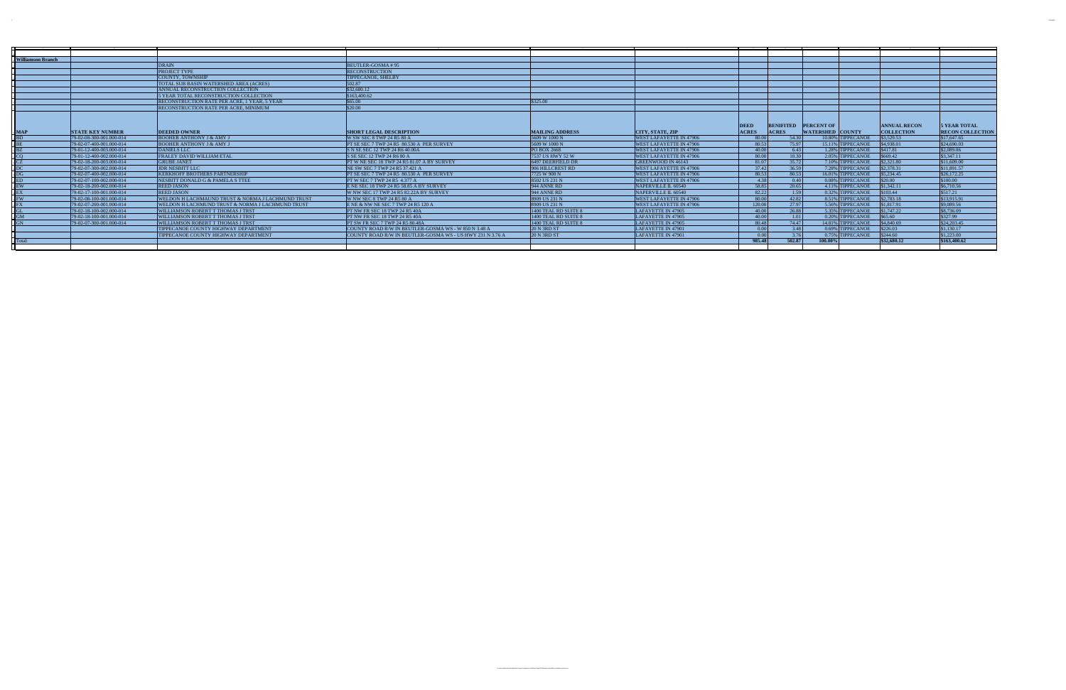| MAP | STATE KEY NUMBER | DEEDED OWNER | SHORT LEGAL DESCRIPTION | MAILING ADDRESS | CITY, STATE, ZIP | DEED ACRES | BENIFITED ACRES | PERCENT OF WATERSHED | COUNTY | ANNUAL RECON COLLECTION | 5 YEAR TOTAL RECON COLLECTION |
|---|---|---|---|---|---|---|---|---|---|---|---|
| Williamson Branch | | | | | | | | | | | |
| | | DRAIN | BEUTLER-GOSMA # 95 | | | | | | | | |
| | | PROJECT TYPE | RECONSTRUCTION | | | | | | | | |
| | | COUNTY, TOWNSHIP | TIPPECANOE, SHELBY | | | | | | | | |
| | | TOTAL SUB BASIN WATERSHED AREA (ACRES) | 502.87 | | | | | | | | |
| | | ANNUAL RECONSTRUCTION COLLECTION | $32,680.12 | | | | | | | | |
| | | 5 YEAR TOTAL RECONSTRUCTION COLLECTION | $163,400.62 | | | | | | | | |
| | | RECONSTRUCTION RATE PER ACRE, 1 YEAR, 5 YEAR | $65.00 | $325.00 | | | | | | | |
| | | RECONSTRUCTION RATE PER ACRE, MINIMUM | $20.00 | | | | | | | | |
| BD | 79-02-08-300-001.000-014 | BOOHER ANTHONY J & AMY J | W SW SEC 8 TWP 24 R5 80 A | 5609 W 1000 N | WEST LAFAYETTE IN 47906 | 80.00 | 54.30 | 10.80% | TIPPECANOE | $3,529.53 | $17,647.65 |
| BE | 79-02-07-400-001.000-014 | BOOHER ANTHONY J & AMY J | PT SE SEC 7 TWP 24 R5 80.530 A PER SURVEY | 5609 W 1000 N | WEST LAFAYETTE IN 47906 | 80.53 | 75.97 | 15.11% | TIPPECANOE | $4,938.01 | $24,690.03 |
| BZ | 79-01-12-400-003.000-014 | DANIELS LLC | S N SE SEC 12 TWP 24 R6 40.00A | PO BOX 2668 | WEST LAFAYETTE IN 47906 | 40.00 | 6.43 | 1.28% | TIPPECANOE | $417.81 | $2,089.06 |
| CQ | 79-01-12-400-002.000-014 | FRALEY DAVID WILLIAM ETAL | S SE SEC 12 TWP 24 R6 80 A | 7537 US HWY 52 W | WEST LAFAYETTE IN 47906 | 80.00 | 10.30 | 2.05% | TIPPECANOE | $669.42 | $3,347.11 |
| CZ | 79-02-18-200-003.000-014 | GRUBE JANET | PT W NE SEC 18 TWP 24 R5 81.07 A BY SURVEY | 6497 DEERFIELD DR | GREENWOOD IN 46143 | 81.07 | 35.72 | 7.10% | TIPPECANOE | $2,321.80 | $11,609.00 |
| DC | 79-02-07-300-002.000-014 | JDR NESBITT LLC | NE SW SEC 7 TWP 24 R5 37.421 A | 906 HILLCREST RD | WEST LAFAYETTE IN 47906 | 37.42 | 36.59 | 7.28% | TIPPECANOE | $2,378.31 | $11,891.57 |
| DG | 79-02-07-400-002.000-014 | KERKHOFF BROTHERS PARTNERSHIP | PT SE SEC 7 TWP 24 R5 80.530 A PER SURVEY | 7725 W 900 N | WEST LAFAYETTE IN 47906 | 80.53 | 80.53 | 16.01% | TIPPECANOE | $5,234.45 | $26,172.25 |
| ED | 79-02-07-100-002.000-014 | NESBITT DONALD G & PAMELA S TTEE | PT W SEC 7 TWP 24 R5 4.377 A | 8502 US 231 N | WEST LAFAYETTE IN 47906 | 4.38 | 0.40 | 0.08% | TIPPECANOE | $20.00 | $100.00 |
| EW | 79-02-18-200-002.000-014 | REED JASON | E NE SEC 18 TWP 24 R5 58.85 A BY SURVEY | 944 ANNE RD | NAPERVILLE IL 60540 | 58.85 | 20.65 | 4.11% | TIPPECANOE | $1,342.11 | $6,710.56 |
| EX | 79-02-17-100-001.000-014 | REED JASON | W NW SEC 17 TWP 24 R5 82.22A BY SURVEY | 944 ANNE RD | NAPERVILLE IL 60540 | 82.22 | 1.59 | 0.32% | TIPPECANOE | $103.44 | $517.21 |
| FW | 79-02-08-100-001.000-014 | WELDON H LACHMAUND TRUST & NORMA J LACHMUND TRUST | W NW SEC 8 TWP 24 R5 80 A | 8909 US 231 N | WEST LAFAYETTE IN 47906 | 80.00 | 42.82 | 8.51% | TIPPECANOE | $2,783.18 | $13,915.91 |
| FX | 79-02-07-200-001.000-014 | WELDON H LACHMUND TRUST & NORMA J LACHMUND TRUST | E NE & NW NE SEC 7 TWP 24 R5 120 A | 8909 US 231 N | WEST LAFAYETTE IN 47906 | 120.00 | 27.97 | 5.56% | TIPPECANOE | $1,817.91 | $9,089.56 |
| GL | 79-02-18-100-002.000-014 | WILLIAMSON ROBERT T THOMAS J TRST | PT NW FR SEC 18 TWP 24 R5 40A | 1400 TEAL RD SUITE 8 | LAFAYETTE IN 47905 | 40.00 | 26.88 | 5.35% | TIPPECANOE | $1,747.22 | $8,736.09 |
| GM | 79-02-18-100-001.000-014 | WILLIAMSON ROBERT T THOMAS J TRST | PT NW FR SEC 18 TWP 24 R5 40A | 1400 TEAL RD SUITE 8 | LAFAYETTE IN 47905 | 40.00 | 1.01 | 0.20% | TIPPECANOE | $65.60 | $327.99 |
| GN | 79-02-07-300-001.000-014 | WILLIAMSON ROBERT T THOMAS J TRST | PT SW FR SEC 7 TWP 24 R5 80.48A | 1400 TEAL RD SUITE 8 | LAFAYETTE IN 47905 | 80.48 | 74.47 | 14.81% | TIPPECANOE | $4,840.69 | $24,203.45 |
| | | TIPPECANOE COUNTY HIGHWAY DEPARTMENT | COUNTY ROAD R/W IN BEUTLER-GOSMA WS - W 850 N 3.48 A | 20 N 3RD ST | LAFAYETTE IN 47901 | 0.00 | 3.48 | 0.69% | TIPPECANOE | $226.03 | $1,130.17 |
| | | TIPPECANOE COUNTY HIGHWAY DEPARTMENT | COUNTY ROAD R/W IN BEUTLER-GOSMA WS - US HWY 231 N 3.76 A | 20 N 3RD ST | LAFAYETTE IN 47901 | 0.00 | 3.76 | 0.75% | TIPPECANOE | $244.60 | $1,223.00 |
| Total: | | | | | | 985.48 | 502.87 | 100.00% | | $32,680.12 | $163,400.62 |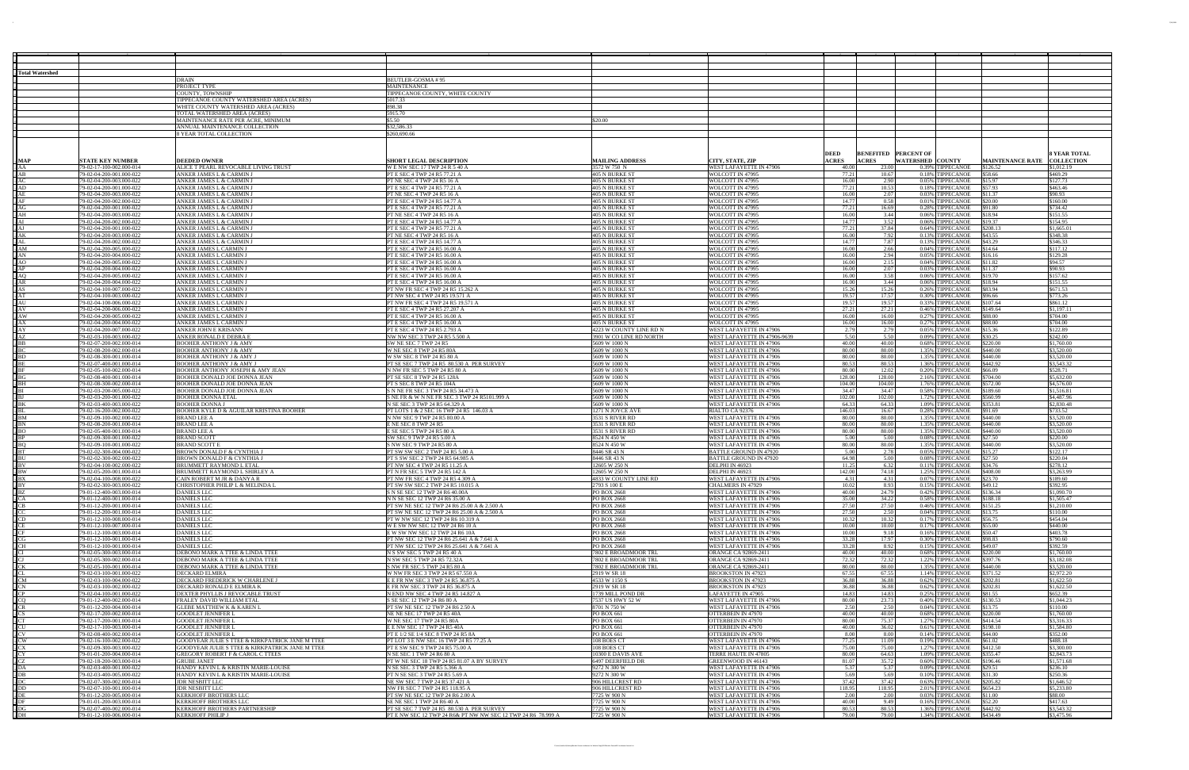**Total Watershed**

| | |
|---|---|
| DRAIN | BEUTLER-GOSMA # 95 |
| PROJECT TYPE | MAINTENANCE |
| COUNTY, TOWNSHIP | TIPPECANOE COUNTY, WHITE COUNTY |
| TIPPECANOE COUNTY WATERSHED AREA (ACRES) | 5017.33 |
| WHITE COUNTY WATERSHED AREA (ACRES) | 898.38 |
| TOTAL WATERSHED AREA (ACRES) | 5915.70 |
| MAINTENANCE RATE PER ACRE, MINIMUM | $5.50 / $20.00 |
| ANNUAL MAINTENANCE COLLECTION | $32,586.33 |
| 8 YEAR TOTAL COLLECTION | $260,690.66 |

| MAP | STATE KEY NUMBER | DEEDED OWNER | SHORT LEGAL DESCRIPTION | MAILING ADDRESS | CITY, STATE, ZIP | DEED ACRES | BENEFITTED ACRES | PERCENT OF WATERSHED | COUNTY | MAINTENANCE RATE | 8 YEAR TOTAL COLLECTION |
|---|---|---|---|---|---|---|---|---|---|---|---|
| AA | 79-02-17-100-002.000-014 | ALICE T PEARL REVOCABLE LIVING TRUST | W E NW SEC 17 TWP 24 R 5 40 A | 3572 W 750 N | WEST LAFAYETTE IN 47906 | 40.00 | 23.00 | 0.39% | TIPPECANOE | $126.52 | $1,012.19 |
| AB | 79-02-04-200-001.000-022 | ANKER JAMES L & CARMIN J | PT E SEC 4 TWP 24 R5 77.21 A | 405 N BURKE ST | WOLCOTT IN 47995 | 77.21 | 10.67 | 0.18% | TIPPECANOE | $58.66 | $469.29 |
| AC | 79-02-04-200-003.000-022 | ANKER JAMES L & CARMIN J | PT NE SEC 4 TWP 24 R5 16 A | 405 N BURKE ST | WOLCOTT IN 47995 | 16.00 | 2.90 | 0.05% | TIPPECANOE | $15.97 | $127.73 |
| AD | 79-02-04-200-001.000-022 | ANKER JAMES L & CARMIN J | PT E SEC 4 TWP 24 R5 77.21 A | 405 N BURKE ST | WOLCOTT IN 47995 | 77.21 | 10.53 | 0.18% | TIPPECANOE | $57.93 | $463.46 |
| AE | 79-02-04-200-003.000-022 | ANKER JAMES L & CARMIN J | PT NE SEC 4 TWP 24 R5 16 A | 405 N BURKE ST | WOLCOTT IN 47995 | 16.00 | 2.07 | 0.03% | TIPPECANOE | $11.37 | $90.93 |
| AF | 79-02-04-200-002.000-022 | ANKER JAMES L & CARMIN J | PT E SEC 4 TWP 24 R5 14.77 A | 405 N BURKE ST | WOLCOTT IN 47995 | 14.77 | 0.58 | 0.01% | TIPPECANOE | $20.00 | $160.00 |
| AG | 79-02-04-200-001.000-022 | ANKER JAMES L & CARMIN J | PT E SEC 4 TWP 24 R5 77.21 A | 405 N BURKE ST | WOLCOTT IN 47995 | 77.21 | 16.69 | 0.28% | TIPPECANOE | $91.80 | $734.42 |
| AH | 79-02-04-200-003.000-022 | ANKER JAMES L & CARMIN J | PT NE SEC 4 TWP 24 R5 16 A | 405 N BURKE ST | WOLCOTT IN 47995 | 16.00 | 3.44 | 0.06% | TIPPECANOE | $18.94 | $151.55 |
| AI | 79-02-04-200-002.000-022 | ANKER JAMES L & CARMIN J | PT E SEC 4 TWP 24 R5 14.77 A | 405 N BURKE ST | WOLCOTT IN 47995 | 14.77 | 3.52 | 0.06% | TIPPECANOE | $19.37 | $154.95 |
| AJ | 79-02-04-200-001.000-022 | ANKER JAMES L & CARMIN J | PT E SEC 4 TWP 24 R5 77.21 A | 405 N BURKE ST | WOLCOTT IN 47995 | 77.21 | 37.84 | 0.64% | TIPPECANOE | $208.13 | $1,665.01 |
| AK | 79-02-04-200-003.000-022 | ANKER JAMES L & CARMIN J | PT NE SEC 4 TWP 24 R5 16 A | 405 N BURKE ST | WOLCOTT IN 47995 | 16.00 | 7.92 | 0.13% | TIPPECANOE | $43.55 | $348.38 |
| AL | 79-02-04-200-002.000-022 | ANKER JAMES L & CARMIN J | PT E SEC 4 TWP 24 R5 14.77 A | 405 N BURKE ST | WOLCOTT IN 47995 | 14.77 | 7.87 | 0.13% | TIPPECANOE | $43.29 | $346.33 |
| AM | 79-02-04-200-005.000-022 | ANKER JAMES L CARMIN J | PT E SEC 4 TWP 24 R5 16.00 A | 405 N BURKE ST | WOLCOTT IN 47995 | 16.00 | 2.66 | 0.04% | TIPPECANOE | $14.64 | $117.12 |
| AN | 79-02-04-200-004.000-022 | ANKER JAMES L CARMIN J | PT E SEC 4 TWP 24 R5 16.00 A | 405 N BURKE ST | WOLCOTT IN 47995 | 16.00 | 2.94 | 0.05% | TIPPECANOE | $16.16 | $129.28 |
| AO | 79-02-04-200-005.000-022 | ANKER JAMES L CARMIN J | PT E SEC 4 TWP 24 R5 16.00 A | 405 N BURKE ST | WOLCOTT IN 47995 | 16.00 | 2.15 | 0.04% | TIPPECANOE | $11.82 | $94.57 |
| AP | 79-02-04-200-004.000-022 | ANKER JAMES L CARMIN J | PT E SEC 4 TWP 24 R5 16.00 A | 405 N BURKE ST | WOLCOTT IN 47995 | 16.00 | 2.07 | 0.03% | TIPPECANOE | $11.37 | $90.93 |
| AQ | 79-02-04-200-005.000-022 | ANKER JAMES L CARMIN J | PT E SEC 4 TWP 24 R5 16.00 A | 405 N BURKE ST | WOLCOTT IN 47995 | 16.00 | 3.58 | 0.06% | TIPPECANOE | $19.70 | $157.62 |
| AR | 79-02-04-200-004.000-022 | ANKER JAMES L CARMIN J | PT E SEC 4 TWP 24 R5 16.00 A | 405 N BURKE ST | WOLCOTT IN 47995 | 16.00 | 3.44 | 0.06% | TIPPECANOE | $18.94 | $151.55 |
| AS | 79-02-04-100-007.000-022 | ANKER JAMES L CARMIN J | PT NW FR SEC 4 TWP 24 R5 15.262 A | 405 N BURKE ST | WOLCOTT IN 47995 | 15.26 | 15.26 | 0.26% | TIPPECANOE | $83.94 | $671.53 |
| AT | 79-02-04-100-003.000-022 | ANKER JAMES L CARMIN J | PT NW SEC 4 TWP 24 R5 19.571 A | 405 N BURKE ST | WOLCOTT IN 47995 | 19.57 | 17.57 | 0.30% | TIPPECANOE | $96.66 | $773.26 |
| AU | 79-02-04-100-006.000-022 | ANKER JAMES L CARMIN J | PT NW FR SEC 4 TWP 24 R5 19.571 A | 405 N BURKE ST | WOLCOTT IN 47995 | 19.57 | 19.57 | 0.33% | TIPPECANOE | $107.64 | $861.12 |
| AV | 79-02-04-200-006.000-022 | ANKER JAMES L CARMIN J | PT E SEC 4 TWP 24 R5 27.207 A | 405 N BURKE ST | WOLCOTT IN 47995 | 27.21 | 27.21 | 0.46% | TIPPECANOE | $149.64 | $1,197.11 |
| AW | 79-02-04-200-005.000-022 | ANKER JAMES L CARMIN J | PT E SEC 4 TWP 24 R5 16.00 A | 405 N BURKE ST | WOLCOTT IN 47995 | 16.00 | 16.00 | 0.27% | TIPPECANOE | $88.00 | $704.00 |
| AX | 79-02-04-200-004.000-022 | ANKER JAMES L CARMIN J | PT E SEC 4 TWP 24 R5 16.00 A | 405 N BURKE ST | WOLCOTT IN 47995 | 16.00 | 16.00 | 0.27% | TIPPECANOE | $88.00 | $704.00 |
| AY | 79-02-04-200-007.000-022 | ANKER JOHN E KRISANN | PT E SEC 4 TWP 24 R5 2.793 A | 4223 W COUNTY LINE RD N | WEST LAFAYETTE IN 47906 | 2.79 | 2.79 | 0.05% | TIPPECANOE | $15.36 | $122.89 |
| AZ | 79-02-03-100-003.000-022 | ANKER RONALD E DEBRA E | NW NW SEC 3 TWP 24 R5 5.500 A | 3901 W CO LINE RD NORTH | WEST LAFAYETTE IN 47906-9639 | 5.50 | 5.50 | 0.09% | TIPPECANOE | $30.25 | $242.00 |
| BB | 79-02-07-200-002.000-014 | BOOHER ANTHONY J & AMY | NW NE SEC 7 TWP 24 R5 | 5609 W 1000 N | WEST LAFAYETTE IN 47906 | 40.00 | 40.00 | 0.68% | TIPPECANOE | $220.00 | $1,760.00 |
| BC | 79-02-08-200-002.000-014 | BOOHER ANTHONY J & AMY | W NE SEC 8 TWP 24 R5 80A | 5609 W 1000 N | WEST LAFAYETTE IN 47906 | 80.00 | 80.00 | 1.35% | TIPPECANOE | $440.00 | $3,520.00 |
| BD | 79-02-08-300-001.000-014 | BOOHER ANTHONY J & AMY J | W SW SEC 8 TWP 24 R5 80 A | 5609 W 1000 N | WEST LAFAYETTE IN 47906 | 80.00 | 80.00 | 1.35% | TIPPECANOE | $440.00 | $3,520.00 |
| BE | 79-02-07-400-001.000-014 | BOOHER ANTHONY J & AMY J | PT SE SEC 7 TWP 24 R5 80.530 A PER SURVEY | 5609 W 1000 N | WEST LAFAYETTE IN 47906 | 80.53 | 80.53 | 1.36% | TIPPECANOE | $442.92 | $3,543.32 |
| BF | 79-02-05-100-002.000-014 | BOOHER ANTHONY JOSEPH & AMY JEAN | N NW FR SEC 5 TWP 24 R5 80 A | 5609 W 1000 N | WEST LAFAYETTE IN 47906 | 80.00 | 12.02 | 0.20% | TIPPECANOE | $66.09 | $528.71 |
| BG | 79-02-08-400-001.000-014 | BOOHER DONALD JOE DONNA JEAN | PT SE SEC 8 TWP 24 R5 128A | 5609 W 1000 N | WEST LAFAYETTE IN 47906 | 128.00 | 128.00 | 2.16% | TIPPECANOE | $704.00 | $5,632.00 |
| BH | 79-02-08-300-002.000-014 | BOOHER DONALD JOE DONNA JEAN | PT S SEC 8 TWP 24 R5 104A | 5609 W 1000 N | WEST LAFAYETTE IN 47906 | 104.00 | 104.00 | 1.76% | TIPPECANOE | $572.00 | $4,576.00 |
| BI | 79-02-03-200-005.000-022 | BOOHER DONALD JOE DONNA JEAN | S N NE FR SEC 3 TWP 24 R5 34.473 A | 5609 W 1000 N | WEST LAFAYETTE IN 47906 | 34.47 | 34.47 | 0.58% | TIPPECANOE | $189.60 | $1,516.81 |
| BJ | 79-02-03-200-001.000-022 | BOOHER DONNA ETAL | N NE FR & W N NE FR SEC 3 TWP 24 R5101.999 A | 5609 W 1000 N | WEST LAFAYETTE IN 47906 | 102.00 | 102.00 | 1.72% | TIPPECANOE | $560.99 | $4,487.96 |
| BK | 79-02-03-400-003.000-022 | BOOHER DONNA J | N SE SEC 3 TWP 24 R5 64.329 A | 5609 W 1000 N | WEST LAFAYETTE IN 47906 | 64.33 | 64.33 | 1.09% | TIPPECANOE | $353.81 | $2,830.48 |
| BL | 79-02-16-200-002.000-022 | BOOHER KYLE D & AGUILAR KRISTINA BOOHER | PT LOTS 1 & 2 SEC 16 TWP 24 R5 146.03 A | 1271 N JOYCE AVE | RIALTO CA 92376 | 146.03 | 16.67 | 0.28% | TIPPECANOE | $91.69 | $733.52 |
| BM | 79-02-09-100-002.000-022 | BRAND LEE A | N NW SEC 9 TWP 24 R5 80.00 A | 3531 S RIVER RD | WEST LAFAYETTE IN 47906 | 80.00 | 80.00 | 1.35% | TIPPECANOE | $440.00 | $3,520.00 |
| BN | 79-02-08-200-001.000-014 | BRAND LEE A | E NE SEC 8 TWP 24 R5 | 3531 S RIVER RD | WEST LAFAYETTE IN 47906 | 80.00 | 80.00 | 1.35% | TIPPECANOE | $440.00 | $3,520.00 |
| BO | 79-02-05-400-001.000-014 | BRAND LEE A | E SE SEC 5 TWP 24 R5 80 A | 3531 S RIVER RD | WEST LAFAYETTE IN 47906 | 80.00 | 80.00 | 1.35% | TIPPECANOE | $440.00 | $3,520.00 |
| BP | 79-02-09-300-001.000-022 | BRAND SCOTT | SW SEC 9 TWP 24 R5 5.00 A | 8524 N 450 W | WEST LAFAYETTE IN 47906 | 5.00 | 5.00 | 0.08% | TIPPECANOE | $27.50 | $220.00 |
| BQ | 79-02-09-100-001.000-022 | BRAND SCOTT E | S NW SEC 9 TWP 24 R5 80 A | 8524 N 450 W | WEST LAFAYETTE IN 47906 | 80.00 | 80.00 | 1.35% | TIPPECANOE | $440.00 | $3,520.00 |
| BT | 79-02-02-300-004.000-022 | BROWN DONALD F & CYNTHIA J | PT SW SW SEC 2 TWP 24 R5 5.00 A | 8446 SR 43 N | BATTLE GROUND IN 47920 | 5.00 | 2.78 | 0.05% | TIPPECANOE | $15.27 | $122.17 |
| BU | 79-02-02-300-002.000-022 | BROWN DONALD F & CYNTHIA J | PT S SW SEC 2 TWP 24 R5 64.985 A | 8446 SR 43 N | BATTLE GROUND IN 47920 | 64.98 | 5.00 | 0.08% | TIPPECANOE | $27.50 | $220.04 |
| BV | 79-02-04-100-002.000-022 | BRUMMETT RAYMOND L ETAL | PT NW SEC 4 TWP 24 R5 11.25 A | 12605 W 250 N | DELPHI IN 46923 | 11.25 | 6.32 | 0.11% | TIPPECANOE | $34.76 | $278.12 |
| BW | 79-02-05-200-001.000-014 | BRUMMETT RAYMOND L SHIRLEY A | PT N FR SEC 5 TWP 24 R5 142 A | 12605 W 250 N | DELPHI IN 46923 | 142.00 | 74.18 | 1.25% | TIPPECANOE | $408.00 | $3,263.99 |
| BX | 79-02-04-100-008.000-022 | CAIN ROBERT M JR & DANYA R | PT NW FR SEC 4 TWP 24 R5 4.309 A | 4833 W COUNTY LINE RD | WEST LAFAYETTE IN 47906 | 4.31 | 4.31 | 0.07% | TIPPECANOE | $23.70 | $189.60 |
| BY | 79-02-02-300-003.000-022 | CHRISTOPHER PHILIP L & MELINDA L | PT SW SW SEC 2 TWP 24 R5 10.015 A | 2793 S 100 E | CHALMERS IN 47929 | 10.02 | 8.93 | 0.15% | TIPPECANOE | $49.12 | $392.95 |
| BZ | 79-01-12-400-003.000-014 | DANIELS LLC | S N SE SEC 12 TWP 24 R6 40.00A | PO BOX 2668 | WEST LAFAYETTE IN 47906 | 40.00 | 24.79 | 0.42% | TIPPECANOE | $136.34 | $1,090.70 |
| CA | 79-01-12-400-001.000-014 | DANIELS LLC | N N SE SEC 12 TWP 24 R6 35.00 A | PO BOX 2668 | WEST LAFAYETTE IN 47906 | 35.00 | 34.22 | 0.58% | TIPPECANOE | $188.18 | $1,505.47 |
| CB | 79-01-12-200-001.000-014 | DANIELS LLC | PT SW NE SEC 12 TWP 24 R6 25.00 A & 2.500 A | PO BOX 2668 | WEST LAFAYETTE IN 47906 | 27.50 | 27.50 | 0.46% | TIPPECANOE | $151.25 | $1,210.00 |
| CC | 79-01-12-200-001.000-014 | DANIELS LLC | PT SW NE SEC 12 TWP 24 R6 25.00 A & 2.500 A | PO BOX 2668 | WEST LAFAYETTE IN 47906 | 27.50 | 2.50 | 0.04% | TIPPECANOE | $13.75 | $110.00 |
| CD | 79-01-12-100-008.000-014 | DANIELS LLC | PT W NW SEC 12 TWP 24 R6 10.319 A | PO BOX 2668 | WEST LAFAYETTE IN 47906 | 10.32 | 10.32 | 0.17% | TIPPECANOE | $56.75 | $454.04 |
| CE | 79-01-12-100-007.000-014 | DANIELS LLC | W E SW NW SEC 12 TWP 24 R6 10 A | PO BOX 2668 | WEST LAFAYETTE IN 47906 | 10.00 | 10.00 | 0.17% | TIPPECANOE | $55.00 | $440.00 |
| CF | 79-01-12-100-003.000-014 | DANIELS LLC | E W SW NW SEC 12 TWP 24 R6 10A | PO BOX 2668 | WEST LAFAYETTE IN 47906 | 10.00 | 9.18 | 0.16% | TIPPECANOE | $50.47 | $403.78 |
| CG | 79-01-12-100-001.000-014 | DANIELS LLC | PT NW SEC 12 TWP 24 R6 25.641 A & 7.641 A | PO BOX 2668 | WEST LAFAYETTE IN 47906 | 33.28 | 17.97 | 0.30% | TIPPECANOE | $98.83 | $790.60 |
| CH | 79-01-12-100-001.000-014 | DANIELS LLC | PT NW SEC 12 TWP 24 R6 25.641 A & 7.641 A | PO BOX 2668 | WEST LAFAYETTE IN 47906 | 33.28 | 8.92 | 0.15% | TIPPECANOE | $49.07 | $392.59 |
| CI | 79-02-05-300-003.000-014 | DEBONO MARK A TTEE & LINDA TTEE | N S SW SEC 5 TWP 24 R5 40 A | 7802 E BROADMOOR TRL | ORANGE CA 92869-2411 | 40.00 | 40.00 | 0.68% | TIPPECANOE | $220.00 | $1,760.00 |
| CJ | 79-02-05-300-002.000-014 | DEBONO MARK A TTEE & LINDA TTEE | N SW SEC 5 TWP 24 R5 72.32A | 7802 E BROADMOOR TRL | ORANGE CA 92869-2411 | 72.32 | 72.32 | 1.22% | TIPPECANOE | $397.76 | $3,182.08 |
| CK | 79-02-05-100-001.000-014 | DEBONO MARK A TTEE & LINDA TTEE | S NW FR SEC 5 TWP 24 R5 80 A | 7802 E BROADMOOR TRL | ORANGE CA 92869-2411 | 80.00 | 80.00 | 1.35% | TIPPECANOE | $440.00 | $3,520.00 |
| CL | 79-02-03-400-001.000-022 | DECKARD ELMIRA | W NW FR SEC 3 TWP 24 R5 67.550 A | 2919 W SR 18 | BROOKSTON IN 47923 | 67.55 | 67.55 | 1.14% | TIPPECANOE | $371.52 | $2,972.20 |
| CM | 79-02-03-100-004.000-022 | DECKARD FREDERICK W CHARLENE J | E E FR NW SEC 3 TWP 24 R5 36.875 A | 4533 W 1150 S | BROOKSTON IN 47923 | 36.88 | 36.88 | 0.62% | TIPPECANOE | $202.81 | $1,622.50 |
| CN | 79-02-03-100-002.000-022 | DECKARD ROALD E ELMIRA K | E FR NW SEC 3 TWP 24 R5 36.875 A | 2919 W SR 18 | BROOKSTON IN 47923 | 36.88 | 36.88 | 0.62% | TIPPECANOE | $202.81 | $1,622.50 |
| CP | 79-02-04-100-001.000-022 | DEXTER PHYLLIS J REVOCABLE TRUST | N END NW SEC 4 TWP 24 R5 14.827 A | 1739 MILL POND DR | LAFAYETTE IN 47905 | 14.83 | 14.83 | 0.25% | TIPPECANOE | $81.55 | $652.39 |
| CQ | 79-01-12-400-002.000-014 | FRALEY DAVID WILLIAM ETAL | S SE SEC 12 TWP 24 R6 80 A | 7537 US HWY 52 W | WEST LAFAYETTE IN 47906 | 80.00 | 23.73 | 0.40% | TIPPECANOE | $130.53 | $1,044.23 |
| CR | 79-01-12-200-004.000-014 | GLEBE MATTHEW K & KAREN L | PT SW NE SEC 12 TWP 24 R6 2.50 A | 8701 N 750 W | WEST LAFAYETTE IN 47906 | 2.50 | 2.50 | 0.04% | TIPPECANOE | $13.75 | $110.00 |
| CS | 79-02-17-200-002.000-014 | GOODLET JENNIFER L | NE NE SEC 17 TWP 24 R5 40A | PO BOX 661 | OTTERBEIN IN 47970 | 40.00 | 40.00 | 0.68% | TIPPECANOE | $220.00 | $1,760.00 |
| CT | 79-02-17-200-001.000-014 | GOODLET JENNIFER L | W NE SEC 17 TWP 24 R5 80A | PO BOX 661 | OTTERBEIN IN 47970 | 80.00 | 75.37 | 1.27% | TIPPECANOE | $414.54 | $3,316.33 |
| CU | 79-02-17-100-003.000-014 | GOODLET JENNIFER L | E E NW SEC 17 TWP 24 R5 40A | PO BOX 661 | OTTERBEIN IN 47970 | 40.00 | 36.02 | 0.61% | TIPPECANOE | $198.10 | $1,584.80 |
| CV | 79-02-08-400-002.000-014 | GOODLET JENNIFER L | PT E 1/2 SE 1/4 SEC 8 TWP 24 R5 8A | PO BOX 661 | OTTERBEIN IN 47970 | 8.00 | 8.00 | 0.14% | TIPPECANOE | $44.00 | $352.00 |
| CW | 79-02-16-100-002.000-022 | GOODYEAR JULIE S TTEE & KIRKPATRICK JANE M TTEE | PT LOT 3 E NW SEC 16 TWP 24 R5 77.25 A | 108 BOES CT | WEST LAFAYETTE IN 47906 | 77.25 | 11.09 | 0.19% | TIPPECANOE | $61.02 | $488.18 |
| CX | 79-02-09-300-003.000-022 | GOODYEAR JULIE S TTEE & KIRKPATRICK JANE M TTEE | PT E SW SEC 9 TWP 24 R5 75.00 A | 108 BOES CT | WEST LAFAYETTE IN 47906 | 75.00 | 75.00 | 1.27% | TIPPECANOE | $412.50 | $3,300.00 |
| CY | 79-01-01-200-004.000-014 | GREGORY ROBERT F & CAROL C TTEES | N SE SEC 1 TWP 24 R6 80 A | 10300 E DAVIS AVE | TERRE HAUTE IN 47805 | 80.00 | 64.63 | 1.09% | TIPPECANOE | $355.47 | $2,843.73 |
| CZ | 79-02-18-200-003.000-014 | GRUBE JANET | PT W NE SEC 18 TWP 24 R5 81.07 A BY SURVEY | 6497 DEERFIELD DR | GREENWOOD IN 46143 | 81.07 | 35.72 | 0.60% | TIPPECANOE | $196.46 | $1,571.68 |
| DA | 79-02-03-400-001.000-022 | HANDY KEVIN L & KRISTIN MARIE-LOUISE | N SE SEC 3 TWP 24 R5 5.366 A | 9272 N 300 W | WEST LAFAYETTE IN 47906 | 5.37 | 5.37 | 0.09% | TIPPECANOE | $29.51 | $236.10 |
| DB | 79-02-03-400-005.000-022 | HANDY KEVIN L & KRISTIN MARIE-LOUISE | PT N SE SEC 3 TWP 24 R5 5.69 A | 9272 N 300 W | WEST LAFAYETTE IN 47906 | 5.69 | 5.69 | 0.10% | TIPPECANOE | $31.30 | $250.36 |
| DC | 79-02-07-300-002.000-014 | JDR NESBITT LLC | NE SW SEC 7 TWP 24 R5 37.421 A | 906 HILLCREST RD | WEST LAFAYETTE IN 47906 | 37.42 | 37.42 | 0.63% | TIPPECANOE | $205.82 | $1,646.52 |
| DD | 79-02-07-100-001.000-014 | JDR NESBITT LLC | NW FR SEC 7 TWP 24 R5 118.95 A | 906 HILLCREST RD | WEST LAFAYETTE IN 47906 | 118.95 | 118.95 | 2.01% | TIPPECANOE | $654.23 | $5,233.80 |
| DE | 79-01-12-200-005.000-014 | KERKHOFF BROTHERS LLC | PT SW NE SEC 12 TWP 24 R6 2.00 A | 7725 W 900 N | WEST LAFAYETTE IN 47906 | 2.00 | 2.00 | 0.03% | TIPPECANOE | $11.00 | $88.00 |
| DF | 79-01-01-200-003.000-014 | KERKHOFF BROTHERS LLC | SE NE SEC 1 TWP 24 R6 40 A | 7725 W 900 N | WEST LAFAYETTE IN 47906 | 40.00 | 9.49 | 0.16% | TIPPECANOE | $52.20 | $417.63 |
| DG | 79-02-07-400-001.000-014 | KERKHOFF BROTHERS PARTNERSHIP | PT SE SEC 7 TWP 24 R5 80.530 A PER SURVEY | 7725 W 900 N | WEST LAFAYETTE IN 47906 | 80.53 | 80.53 | 1.36% | TIPPECANOE | $442.92 | $3,543.32 |
| DH | 79-01-12-100-006.000-014 | KERKHOFF PHILIP J | PT E NW SEC 12 TWP 24 R6& PT NW NW SEC 12 TWP 24 R6 78.999 A | 7725 W 900 N | WEST LAFAYETTE IN 47906 | 79.00 | 79.00 | 1.34% | TIPPECANOE | $434.49 | $3,475.96 |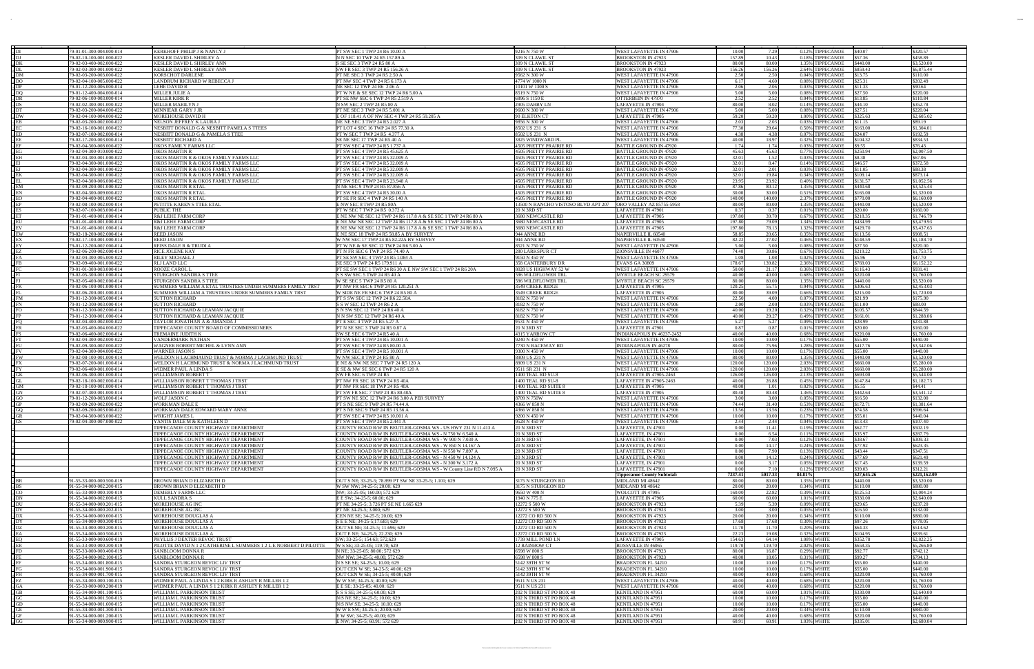| | | | | | | | | | | | |
|---|---|---|---|---|---|---|---|---|---|---|---|
| DI | 79-01-01-300-004.000-014 | KERKHOFF PHILIP J & NANCY J | PT SW SEC 1 TWP 24 R6 10.00 A | 9216 N 750 W | WEST LAFAYETTE IN 47906 | 10.00 | 7.29 | 0.12% | TIPPECANOE | $40.07 | $320.57 |
| DJ | 79-02-10-100-001.000-022 | KESLER DAVID L SHIRLEY A | N N SEC 10 TWP 24 R5 157.89 A | 309 N CLAWIL ST | BROOKSTON IN 47923 | 157.89 | 10.43 | 0.18% | TIPPECANOE | $57.36 | $458.89 |
| DK | 79-02-03-400-002.000-022 | KESLER DAVID L SHIRLEY ANN | S SE SEC 3 TWP 24 R5 80 A | 309 N CLAWIL ST | BROOKSTON IN 47923 | 80.00 | 80.00 | 1.35% | TIPPECANOE | $440.00 | $3,520.00 |
| DL | 79-02-03-300-001.000-022 | KESLER DAVID L SHIRLEY ANN | SW FR SEC 3 TWP 24 R5 156.26 A | 309 N CLAWIL ST | BROOKSTON IN 47923 | 156.26 | 156.26 | 2.64% | TIPPECANOE | $859.43 | $6,875.44 |
| DM | 79-02-03-200-003.000-022 | KORSCHOT DARLENE | PT NE SEC 3 TWP 24 R5 2.50 A | 9562 N 300 W | WEST LAFAYETTE IN 47906 | 2.50 | 2.50 | 0.04% | TIPPECANOE | $13.75 | $110.00 |
| DO | 79-02-04-100-005.000-022 | LANDRUM RICHARD W REBECCA J | PT NW SEC 4 TWP 24 R5 6.173 A | 4774 W 1000 N | WEST LAFAYETTE IN 47906 | 6.17 | 4.60 | 0.08% | TIPPECANOE | $25.31 | $202.49 |
| DP | 79-01-12-200-006.000-014 | LEHE DAVID R | NE SEC 12 TWP 24 R6 .2.06 A | 10101 W 1300 S | WEST LAFAYETTE IN 47906 | 2.06 | 2.06 | 0.03% | TIPPECANOE | $11.33 | $90.64 |
| DQ | 79-01-12-400-004.000-014 | MILLER JULIE A | PT W NE & SE SEC 12 TWP 24 R6 5.00 A | 8519 N 750 W | WEST LAFAYETTE IN 47906 | 5.00 | 5.00 | 0.08% | TIPPECANOE | $27.50 | $220.00 |
| DR | 79-02-06-100-003.000-014 | MILLER KIRK R | PT SE NW SEC 6 TWP 24 R5 2.519 A | 6896 S 1150 E | OTTERBEIN IN 47970 | 2.52 | 2.52 | 0.04% | TIPPECANOE | $13.85 | $110.84 |
| DS | 79-02-02-300-002.000-022 | MILLER MARILYN J | N SW SEC 2 TWP 24 R5 80 A | 2905 DARBY LN | LAFAYETTE IN 47904 | 80.00 | 8.02 | 0.14% | TIPPECANOE | $44.10 | $352.78 |
| DT | 79-02-03-200-004.000-022 | MINNIEAR GARY J JR | PT NE SEC 3 TWP 24 R5 5.001 A | 9600 N 300 W | WEST LAFAYETTE IN 47906 | 5.00 | 5.00 | 0.08% | TIPPECANOE | $27.51 | $220.04 |
| DW | 79-02-04-100-004.000-022 | MOREHOUSE DAVID H | E OF 118.41 A OF NW SEC 4 TWP 24 R5 59.205 A | 90 ELKTON CT | LAFAYETTE IN 47905 | 59.20 | 59.20 | 1.00% | TIPPECANOE | $325.63 | $2,605.02 |
| EB | 79-02-03-200-002.000-022 | NELSON JEFFREY & LAURA J | NE NE SEC 3 TWP 24 R5 2.027 A | 9856 N 300 W | WEST LAFAYETTE IN 47906 | 2.03 | 2.03 | 0.03% | TIPPECANOE | $11.15 | $89.19 |
| EC | 79-02-16-100-001.000-022 | NESBITT DONALD G & NESBITT PAMELA S TTEES | PT E1/2 SEC 16 TWP 24 R5 77.30 A | 8502 US 231 S | WEST LAFAYETTE IN 47906 | 77.30 | 29.64 | 0.50% | TIPPECANOE | $163.00 | $1,304.01 |
| ED | 79-02-07-100-002.000-014 | NESBITT DONALD G & PAMELA S TTEE | PT W SEC 7 TWP 24 R5 4.377 A | 8502 US 231 N | WEST LAFAYETTE IN 47906 | 4.38 | 4.38 | 0.07% | TIPPECANOE | $24.07 | $192.59 |
| EE | 79-02-17-200-003.000-014 | NESBITT RICHARD A | SE NE SEC 17 TWP 24 R5 40 A | 3825 WINDWARD PL | WEST LAFAYETTE IN 47906 | 40.00 | 18.97 | 0.32% | TIPPECANOE | $104.32 | $834.53 |
| EF | 79-02-04-300-008.000-022 | OKOS FAMILY FARMS LLC | PT SW SEC 4 TWP 24 R5 1.737 A | 4505 PRETTY PRAIRIE RD | BATTLE GROUND IN 47920 | 1.74 | 1.74 | 0.03% | TIPPECANOE | $9.55 | $76.43 |
| EG | 79-02-04-300-010.000-022 | OKOS MARTIN R | PT SW SEC 4 TWP 24 R5 45.625 A | 4505 PRETTY PRAIRIE RD | BATTLE GROUND IN 47920 | 45.63 | 45.63 | 0.77% | TIPPECANOE | $250.94 | $2,007.50 |
| EH | 79-02-04-300-001.000-022 | OKOS MARTIN R & OKOS FAMILY FARMS LLC | PT SW SEC 4 TWP 24 R5 32.009 A | 4505 PRETTY PRAIRIE RD | BATTLE GROUND IN 47920 | 32.01 | 1.52 | 0.03% | TIPPECANOE | $8.38 | $67.06 |
| EI | 79-02-04-300-001.000-022 | OKOS MARTIN R & OKOS FAMILY FARMS LLC | PT SW SEC 4 TWP 24 R5 32.009 A | 4505 PRETTY PRAIRIE RD | BATTLE GROUND IN 47920 | 32.01 | 8.47 | 0.14% | TIPPECANOE | $46.57 | $372.58 |
| EJ | 79-02-04-300-001.000-022 | OKOS MARTIN R & OKOS FAMILY FARMS LLC | PT SW SEC 4 TWP 24 R5 32.009 A | 4505 PRETTY PRAIRIE RD | BATTLE GROUND IN 47920 | 32.01 | 2.01 | 0.03% | TIPPECANOE | $11.05 | $88.38 |
| EK | 79-02-04-300-001.000-022 | OKOS MARTIN R & OKOS FAMILY FARMS LLC | PT SW SEC 4 TWP 24 R5 32.009 A | 4505 PRETTY PRAIRIE RD | BATTLE GROUND IN 47920 | 32.01 | 19.84 | 0.34% | TIPPECANOE | $109.14 | $873.14 |
| EL | 79-02-04-300-006.000-022 | OKOS MARTIN R & OKOS FAMILY FARMS LLC | PT SW SEC 4 TWP 24 R5 23.948 A | 4505 PRETTY PRAIRIE RD | BATTLE GROUND IN 47920 | 23.95 | 23.92 | 0.40% | TIPPECANOE | $131.57 | $1,052.56 |
| EM | 79-02-09-200-001.000-022 | OKOS MARTIN R ETAL | N NE SEC 9 TWP 24 R5 87.856 A | 4505 PRETTY PRAIRIE RD | BATTLE GROUND IN 47920 | 87.86 | 80.12 | 1.35% | TIPPECANOE | $440.68 | $3,525.44 |
| EN | 79-02-04-300-009.000-022 | OKOS MARTIN R ETAL | PT SW SEC 4 TWP 24 R5 30.00 A | 4505 PRETTY PRAIRIE RD | BATTLE GROUND IN 47920 | 30.00 | 30.00 | 0.51% | TIPPECANOE | $165.00 | $1,320.00 |
| EO | 79-02-04-400-001.000-022 | OKOS MARTIN R ETAL | PT SE FR SEC 4 TWP 24 R5 140 A | 4505 PRETTY PRAIRIE RD | BATTLE GROUND IN 47920 | 140.00 | 140.00 | 2.37% | TIPPECANOE | $770.00 | $6,160.00 |
| EP | 79-02-08-100-002.000-014 | PETITTE KAREN S TTEE ETAL | E NW SEC 8 TWP 24 R5 80A | 13500 N RANCHO VISTOSO BLVD APT 207 | ORO VALLEY AZ 85755-5958 | 80.00 | 80.00 | 1.35% | TIPPECANOE | $440.00 | $3,520.00 |
| ES | 79-02-07-100-003.000-014 | PUBLIC THE | PT W SEC 7 TWP 24 R5 0.372 A | 20 N 3RD ST | LAFAYETTE IN 47901 | 0.37 | 0.37 | 0.01% | TIPPECANOE | $20.00 | $160.00 |
| ET | 79-01-01-400-001.000-014 | R&J LEHE FARM CORP | E NE NW NE SEC 12 TWP 24 R6 117.8 A & SE SEC 1 TWP 24 R6 80 A | 3680 NEWCASTLE RD | LAFAYETTE IN 47905 | 197.80 | 39.70 | 0.67% | TIPPECANOE | $218.35 | $1,746.79 |
| EU | 79-01-01-400-001.000-014 | R&J LEHE FARM CORP | E NE NW NE SEC 12 TWP 24 R6 117.8 A & SE SEC 1 TWP 24 R6 80 A | 3680 NEWCASTLE RD | LAFAYETTE IN 47905 | 197.80 | 79.09 | 1.34% | TIPPECANOE | $434.99 | $3,479.93 |
| EV | 79-01-01-400-001.000-014 | R&J LEHE FARM CORP | E NE NW NE SEC 12 TWP 24 R6 117.8 A & SE SEC 1 TWP 24 R6 80 A | 3680 NEWCASTLE RD | LAFAYETTE IN 47905 | 197.80 | 78.13 | 1.32% | TIPPECANOE | $429.70 | $3,437.63 |
| EW | 79-02-18-200-002.000-014 | REED JASON | E NE SEC 18 TWP 24 R5 58.85 A BY SURVEY | 944 ANNE RD | NAPERVILLE IL 60540 | 58.85 | 20.65 | 0.35% | TIPPECANOE | $113.56 | $908.51 |
| EX | 79-02-17-100-001.000-014 | REED JASON | W NW SEC 17 TWP 24 R5 82.22A BY SURVEY | 944 ANNE RD | NAPERVILLE IL 60540 | 82.22 | 27.02 | 0.46% | TIPPECANOE | $148.59 | $1,188.70 |
| EY | 79-01-12-200-002.000-014 | REISS DALE R & TRUDI A | PT W NE & SE SEC 12 TWP 24 R6 5.00 A | 8521 N 750 W | WEST LAFAYETTE IN 47906 | 5.00 | 5.00 | 0.08% | TIPPECANOE | $27.50 | $220.00 |
| EZ | 79-02-06-200-002.000-014 | RICE JOLENE KAY | PT N FR SEC 6 TWP 24 R5 74.40 A | 280 LARKSPUR CT | ZIONSVILLE IN 46077 | 74.40 | 39.86 | 0.67% | TIPPECANOE | $219.22 | $1,753.75 |
| FA | 79-02-04-300-005.000-022 | RILEY MICHAEL J | PT SE SW SEC 4 TWP 24 R5 1.084 A | 9150 N 450 W | WEST LAFAYETTE IN 47906 | 1.08 | 1.08 | 0.02% | TIPPECANOE | $5.96 | $47.70 |
| FB | 79-02-09-400-001.000-022 | RLJ LAND LLC | SE SEC 9 TWP 24 R5 179.911 A | 358 CANTERBURY DR | EVANS GA 30809 | 178.67 | 139.82 | 2.36% | TIPPECANOE | $769.03 | $6,152.22 |
| FC | 79-01-01-400-003.000-014 | ROOZE CAROL L | PT SE SW SEC 1 TWP 24 R6 30 A E NW SW SEC 1 TWP 24 R6 20A | 8028 US HIGHWAY 52 W | WEST LAFAYETTE IN 47906 | 50.00 | 21.17 | 0.36% | TIPPECANOE | $116.43 | $931.41 |
| FI | 79-02-05-300-001.000-014 | STURGEON SANDRA S TTEE | S S SW SEC 5 TWP 24 R5 40 A | 596 WILDFLOWER TRL | MYRTLE BEACH SC 29579 | 40.00 | 40.00 | 0.68% | TIPPECANOE | $220.00 | $1,760.00 |
| FJ | 79-02-05-400-002.000-014 | STURGEON SANDRA S TTEE | W SE SEC 5 TWP 24 R5 80 A | 596 WILDFLOWER TRL | MYRTLE BEACH SC 29579 | 80.00 | 80.00 | 1.35% | TIPPECANOE | $440.00 | $3,520.00 |
| FK | 79-02-06-100-001.000-014 | SUMMERS WILLIAM A ETAL TRUSTEES UNDER SUMMERS FAMILY TRST | PT NW FR SEC 6 TWP 24 R5 120.251 A | 3549 CREEK RIDGE | LAFAYETTE IN 47905 | 120.25 | 55.75 | 0.94% | TIPPECANOE | $306.63 | $2,453.03 |
| FL | 79-02-06-200-001.000-014 | SUMMERS WILLIAM A TRUSTEES UNDER SUMMERS FAMILY TRST | W SIDE NE FR SEC 6 TWP 24 R5 80 A | 3549 CREEK RIDGE | LAFAYETTE IN 47905 | 80.00 | 39.09 | 0.66% | TIPPECANOE | $215.00 | $1,720.00 |
| FM | 79-01-12-300-001.000-014 | SUTTON RICHARD | PT S SW SEC 12 TWP 24 R6 22.50A | 8182 N 750 W | WEST LAFAYETTE IN 47906 | 22.50 | 4.00 | 0.07% | TIPPECANOE | $21.99 | $175.90 |
| FN | 79-01-12-300-003.000-014 | SUTTON RICHARD | S S W SEC 12 TWP 24 R6 2 A | 8182 N 750 W | WEST LAFAYETTE IN 47906 | 2.00 | 2.00 | 0.03% | TIPPECANOE | $11.00 | $88.00 |
| FO | 79-01-12-300-002.000-014 | SUTTON RICHARD & LEAMAN JACQUIE | S N SW SEC 12 TWP 24 R6 40 A | 8182 N 750 W | WEST LAFAYETTE IN 47906 | 40.00 | 19.20 | 0.32% | TIPPECANOE | $105.57 | $844.59 |
| FP | 79-01-12-300-001.000-014 | SUTTON RICHARD & LEAMAN JACQUIE | N N SW SEC 12 TWP 24 R6 40 A | 8182 N 750 W | WEST LAFAYETTE IN 47906 | 40.00 | 29.27 | 0.49% | TIPPECANOE | $161.01 | $1,288.06 |
| FQ | 79-02-04-400-002.000-022 | TAYLOR JONATHAN A & AMANDA J | PT E SEC 4 TWP 24 R5 5.27 A | 9531 N 450 W | WEST LAFAYETTE IN 47906 | 5.27 | 5.27 | 0.09% | TIPPECANOE | $28.99 | $231.88 |
| FR | 79-02-03-400-004.000-022 | TIPPECANOE COUNTY BOARD OF COMMISSIONERS | PT N SE SEC 3 TWP 24 R5 0.87 A | 20 N 3RD ST | LAFAYETTE IN 47901 | 0.87 | 0.87 | 0.01% | TIPPECANOE | $20.00 | $160.00 |
| FS | 79-02-06-400-002.000-014 | TREMAINE JUDITH K | SW SE SEC 6 TWP 24 R5 40 A | 4315 YARROW CT | INDIANAPOLIS IN 46237-2452 | 40.00 | 40.00 | 0.68% | TIPPECANOE | $220.00 | $1,760.00 |
| FT | 79-02-04-300-002.000-022 | VANDERMARK NATHAN | PT SW SEC 4 TWP 24 R5 10.001 A | 9240 N 450 W | WEST LAFAYETTE IN 47906 | 10.00 | 10.00 | 0.17% | TIPPECANOE | $55.00 | $440.00 |
| FU | 79-02-09-300-002.000-022 | WAGNER ROBERT MICHEL & LYNN ANN | PT SW SEC 9 TWP 24 R5 80.00 A | 7730 N RACEWAY RD | INDIANAPOLIS IN 46278 | 80.00 | 75.96 | 1.28% | TIPPECANOE | $417.76 | $3,342.06 |
| FV | 79-02-04-300-004.000-022 | WARNER JASON S | PT SW SEC 4 TWP 24 R5 10.001 A | 9300 N 450 W | WEST LAFAYETTE IN 47906 | 10.00 | 10.00 | 0.17% | TIPPECANOE | $55.00 | $440.00 |
| FW | 79-02-08-100-001.000-014 | WELDON H LACHMAUND TRUST & NORMA J LACHMUND TRUST | W NW SEC 8 TWP 24 R5 80 A | 8909 US 231 N | WEST LAFAYETTE IN 47906 | 80.00 | 80.00 | 1.35% | TIPPECANOE | $440.00 | $3,520.00 |
| FX | 79-02-07-200-001.000-014 | WELDON H LACHMUND TRUST & NORMA J LACHMUND TRUST | E NE & NW NE SEC 7 TWP 24 R5 120 A | 8909 US 231 N | WEST LAFAYETTE IN 47906 | 120.00 | 120.00 | 2.03% | TIPPECANOE | $660.00 | $5,280.00 |
| FY | 79-02-06-400-001.000-014 | WIDMER PAUL A LINDA S | E SE & NW SE SEC 6 TWP 24 R5 120 A | 9511 SR 231 N | WEST LAFAYETTE IN 47906 | 120.00 | 120.00 | 2.03% | TIPPECANOE | $660.00 | $5,280.00 |
| GK | 79-02-06-300-001.000-014 | WILLIAMSON ROBERT | SW FR SEC 6 TWP 24 R5 | 1400 TEAL RD SU-8 | LAFAYETTE IN 47905-2463 | 126.00 | 126.00 | 2.13% | TIPPECANOE | $693.00 | $5,544.00 |
| GL | 79-02-18-100-002.000-014 | WILLIAMSON ROBERT T THOMAS J TRST | PT NW FR SEC 18 TWP 24 R5 40A | 1400 TEAL RD SU-8 | LAFAYETTE IN 47905-2463 | 40.00 | 26.88 | 0.45% | TIPPECANOE | $147.84 | $1,182.73 |
| GM | 79-02-18-100-001.000-014 | WILLIAMSON ROBERT T THOMAS J TRST | PT NW FR SEC 18 TWP 24 R5 40A | 1400 TEAL RD SUITE 8 | LAFAYETTE IN 47905 | 40.00 | 1.01 | 0.02% | TIPPECANOE | $5.55 | $44.41 |
| GN | 79-02-07-300-001.000-014 | WILLIAMSON ROBERT T THOMAS J TRST | PT SW FR SEC 7 TWP 24 R5 80.48A | 1400 TEAL RD SUITE 8 | LAFAYETTE IN 47905 | 80.48 | 80.48 | 1.36% | TIPPECANOE | $442.64 | $3,541.12 |
| GO | 79-01-12-200-003.000-014 | WOLF JASON C | PT SW NE SEC 12 TWP 24 R6 3.00 A PER SURVEY | 8709 N 750W | WEST LAFAYETTE IN 47906 | 3.00 | 3.00 | 0.05% | TIPPECANOE | $16.50 | $132.00 |
| GP | 79-02-09-200-002.000-022 | WORKMAN DALE E | PT S NE SEC 9 TWP 24 R5 74.44 A | 4366 W 850 N | WEST LAFAYETTE IN 47906 | 74.44 | 31.40 | 0.53% | TIPPECANOE | $172.71 | $1,381.64 |
| GQ | 79-02-09-200-003.000-022 | WORKMAN DALE EDWARD MARY ANNE | PT S NE SEC 9 TWP 24 R5 13.56 A | 4366 W 850 N | WEST LAFAYETTE IN 47906 | 13.56 | 13.56 | 0.23% | TIPPECANOE | $74.58 | $596.64 |
| GR | 79-02-04-300-003.000-022 | WRIGHT JAMES L | PT SW SEC 4 TWP 24 R5 10.001 A | 9200 N 450 W | WEST LAFAYETTE IN 47906 | 10.00 | 10.00 | 0.17% | TIPPECANOE | $55.01 | $440.04 |
| GS | 79-02-04-300-007.000-022 | YANTIS DALE M & KATHLEEN D | PT SW SEC 4 TWP 24 R5 2.441 A | 9528 N 450 W | WEST LAFAYETTE IN 47906 | 2.44 | 2.44 | 0.04% | TIPPECANOE | $13.43 | $107.40 |
| | | TIPPECANOE COUNTY HIGHWAY DEPARTMENT | COUNTY ROAD R/W IN BEUTLER-GOSMA WS - US HWY 231 N 11.413 A | 20 N 3RD ST | LAFAYETTE, IN 47901 | 0.00 | 11.41 | 0.19% | TIPPECANOE | $62.77 | $502.19 |
| | | TIPPECANOE COUNTY HIGHWAY DEPARTMENT | COUNTY ROAD R/W IN BEUTLER-GOSMA WS - N 750 W 6.540 A | 20 N 3RD ST | LAFAYETTE, IN 47901 | 0.00 | 6.54 | 0.11% | TIPPECANOE | $35.97 | $287.79 |
| | | TIPPECANOE COUNTY HIGHWAY DEPARTMENT | COUNTY ROAD R/W IN BEUTLER-GOSMA WS - W 900 N 7.030 A | 20 N 3RD ST | LAFAYETTE, IN 47901 | 0.00 | 7.03 | 0.12% | TIPPECANOE | $38.67 | $309.33 |
| | | TIPPECANOE COUNTY HIGHWAY DEPARTMENT | COUNTY ROAD R/W IN BEUTLER-GOSMA WS - W 850 N 14.167 A | 20 N 3RD ST | LAFAYETTE, IN 47901 | 0.00 | 14.17 | 0.24% | TIPPECANOE | $77.92 | $623.35 |
| | | TIPPECANOE COUNTY HIGHWAY DEPARTMENT | COUNTY ROAD R/W IN BEUTLER-GOSMA WS - N 550 W 7.897 A | 20 N 3RD ST | LAFAYETTE, IN 47901 | 0.00 | 7.90 | 0.13% | TIPPECANOE | $43.44 | $347.51 |
| | | TIPPECANOE COUNTY HIGHWAY DEPARTMENT | COUNTY ROAD R/W IN BEUTLER-GOSMA WS - N 450 W 14.124 A | 20 N 3RD ST | LAFAYETTE, IN 47901 | 0.00 | 14.12 | 0.24% | TIPPECANOE | $77.69 | $621.49 |
| | | TIPPECANOE COUNTY HIGHWAY DEPARTMENT | COUNTY ROAD R/W IN BEUTLER-GOSMA WS - N 300 W 3.172 A | 20 N 3RD ST | LAFAYETTE, IN 47901 | 0.00 | 3.17 | 0.05% | TIPPECANOE | $17.45 | $139.59 |
| | | TIPPECANOE COUNTY HIGHWAY DEPARTMENT | COUNTY ROAD R/W IN BEUTLER-GOSMA WS - W County Line RD N 7.095 A | 20 N 3RD ST | LAFAYETTE, IN 47901 | 0.00 | 7.10 | 0.12% | TIPPECANOE | $39.03 | $312.21 |
| | | | | | **Tippecanoe County Subtotal:** | **7237.41** | **5017.33** | **84.81%** | | **$27,645.26** | **$221,162.09** |
| BR | 91-55-33-000-000.500-019 | BROWN BRIAN D ELIZABETH D | OUT S NE; 33-25-5; 78.899 PT SW NE 33-25-5; 1.101; 629 | 3175 N STURGEON RD | MIDLAND MI 48642 | 80.00 | 80.00 | 1.35% | WHITE | $440.00 | $3,520.00 |
| BS | 91-55-34-000-002.200-015 | BROWN BRIAN D ELIZABETH D | W SW NW; 34-25-5; 20.00; 629 | 3175 N STURGEON RD | MIDLAND MI 48642 | 20.00 | 20.00 | 0.34% | WHITE | $110.00 | $880.00 |
| CO | 91-55-33-000-000.100-019 | DEMERLY FARMS LLC | NW; 33-25-05; 160.00; 572 629 | 9650 W 400 N | WOLCOTT IN 47995 | 160.00 | 22.82 | 0.39% | WHITE | $125.53 | $1,004.24 |
| DN | 91-55-34-000-002.000-015 | KULL SANDRA S | E E SW; 34-25-5; 60.00; 629 | 3940 N 775 E | LAFAYETTE IN 47905 | 60.00 | 60.00 | 1.01% | WHITE | $330.00 | $2,640.00 |
| DU | 91-55-34-000-001.201-015 | MOREHOUSE AG INC | PT NE 34-25-5; 3.726 PT SE NE 1.665 629 | 12272 S 500 W | BROOKSTON IN 47923 | 5.39 | 5.39 | 0.09% | WHITE | $29.65 | $237.20 |
| DV | 91-55-34-000-001.202-015 | MOREHOUSE AG INC | PT NE 34-25-5; 3.000; 629 | 12272 S 500 W | BROOKSTON IN 47923 | 3.00 | 3.00 | 0.05% | WHITE | $16.50 | $132.00 |
| DX | 91-55-34-000-000.600-015 | MOREHOUSE DOUGLAS A | CEN NE SE; 34-25-5; 20.00; 629 | 12272 CO RD 500 N | BROOKSTON IN 47923 | 20.00 | 20.00 | 0.34% | WHITE | $110.00 | $880.00 |
| DY | 91-55-34-000-000.300-015 | MOREHOUSE DOUGLAS A | S E E NE; 34-25-5;17.683; 629 | 12272 CO RD 500 N | BROOKSTON IN 47923 | 17.68 | 17.68 | 0.30% | WHITE | $97.26 | $778.05 |
| DZ | 91-55-34-000-000.200-015 | MOREHOUSE DOUGLAS A | OUT SE NE; 34-25-5; 11.696; 629 | 12272 CO RD 500 N | BROOKSTON IN 47923 | 11.70 | 11.70 | 0.20% | WHITE | $64.33 | $514.62 |
| EA | 91-55-34-000-000.500-015 | MOREHOUSE DOUGLAS A | OUT E NE; 34-25-5; 22.230; 629 | 12272 CO RD 500 N | BROOKSTON IN 47923 | 22.23 | 19.08 | 0.32% | WHITE | $104.95 | $839.61 |
| EQ | 91-55-33-000-000.600-019 | PHYLLIS J DEXTER REVOC TRUST | SW; 33-25-5; 154.63; 572,629 | 1739 MILL POND LN | LAFAYETTE IN 47905 | 154.63 | 64.14 | 1.08% | WHITE | $352.78 | $2,822.25 |
| ER | 91-55-33-000-000.300-019 | PILOTTE DAVID N 1 2 CATHERINE L SUMMERS 1 2 L E NORBERT D PILOTTE | W S SE; 33-25-05; 119.70; 629 | 12 RAINBOW CT | ROSSVILLE IN 46065 | 119.70 | 119.70 | 2.02% | WHITE | $658.35 | $5,266.80 |
| FD | 91-55-33-000-000.400-019 | SANBLOOM DONNA R | N NE; 33-25-05; 80.00; 572 629 | 6598 W 800 S | BROOKSTON IN 47923 | 80.00 | 16.87 | 0.29% | WHITE | $92.77 | $742.12 |
| FE | 91-55-34-000-002.100-015 | SANBLOOM DONNA R | NW NW; 34-25-5; 40.00; 572 629 | 6598 W 800 S | BROOKSTON IN 47923 | 40.00 | 18.05 | 0.31% | WHITE | $99.27 | $794.13 |
| FF | 91-55-34-000-001.800-015 | SANDRA STURGEON REVOC LIV TRST | N S SE SE; 34-25-5; 10.00; 629 | 5142 39TH ST W | BRADENTON FL 34210 | 10.00 | 10.00 | 0.17% | WHITE | $55.00 | $440.00 |
| FG | 91-55-34-000-001.900-015 | SANDRA STURGEON REVOC LIV TRST | OUT CEN N SE; 34-25-5; 40.00; 629 | 5142 39TH ST W | BRADENTON FL 34210 | 10.00 | 10.00 | 0.17% | WHITE | $55.00 | $440.00 |
| FH | 91-55-34-000-001.700-015 | SANDRA STURGEON REVOC LIV TRST | OUT CEN W SE; 34-25-5; 40.00; 629 | 5142 39TH ST W | BRADENTON FL 34210 | 40.00 | 40.00 | 0.68% | WHITE | $220.00 | $1,760.00 |
| FZ | 91-55-34-000-000.100-015 | WIDMER PAUL A LINDA S 1 2 KIRK R ASHLEY R MILLER 1 2 | W W SW; 34-25-5; 40.00; 629 | 9511 N US 231 | WEST LAFAYETTE IN 47906 | 40.00 | 40.00 | 0.68% | WHITE | $220.00 | $1,760.00 |
| GA | 91-55-33-000-000.200-019 | WIDMER PAUL A LINDA S 1 2 KIRK R ASHLEY R MILLER 1 2 | E E SE; 33-25-05; 40.00; 629 | 9511 N US 231 | WEST LAFAYETTE IN 47906 | 40.00 | 40.00 | 0.68% | WHITE | $220.00 | $1,760.00 |
| GB | 91-55-34-000-001.100-015 | WILLIAM L PARKINSON TRUST | S S S SE; 34-25-5; 60.00; 629 | 202 N THIRD ST PO BOX 48 | KENTLAND IN 47951 | 60.00 | 60.00 | 1.01% | WHITE | $330.00 | $2,640.00 |
| GC | 91-55-34-000-001.500-015 | WILLIAM L PARKINSON TRUST | N/S NE SE; 34-25-5; 10.00; 629 | 202 N THIRD ST PO BOX 48 | KENTLAND IN 47951 | 10.00 | 10.00 | 0.17% | WHITE | $55.00 | $440.00 |
| GD | 91-55-34-000-001.600-015 | WILLIAM L PARKINSON TRUST | N/S NW SE; 34-25-5; 10.00; 629 | 202 N THIRD ST PO BOX 48 | KENTLAND IN 47951 | 10.00 | 10.00 | 0.17% | WHITE | $55.00 | $440.00 |
| GE | 91-55-34-000-001.300-015 | WILLIAM L PARKINSON TRUST | W W E SW; 34-25-5; 20.00; 629 | 202 N THIRD ST PO BOX 48 | KENTLAND IN 47951 | 20.00 | 20.00 | 0.34% | WHITE | $110.00 | $880.00 |
| GF | 91-55-34-000-001.200-015 | WILLIAM L PARKINSON TRUST | E SW; 34-25-5; 40.00; 629 | 202 N THIRD ST PO BOX 48 | KENTLAND IN 47951 | 40.00 | 40.00 | 0.68% | WHITE | $220.00 | $1,760.00 |
| GG | 91-55-34-000-000.900-015 | WILLIAM L PARKINSON TRUST | E NW; 34-25-5; 60.91; 572 629 | 202 N THIRD ST PO BOX 48 | KENTLAND IN 47951 | 60.91 | 60.91 | 1.03% | WHITE | $335.01 | $2,680.04 |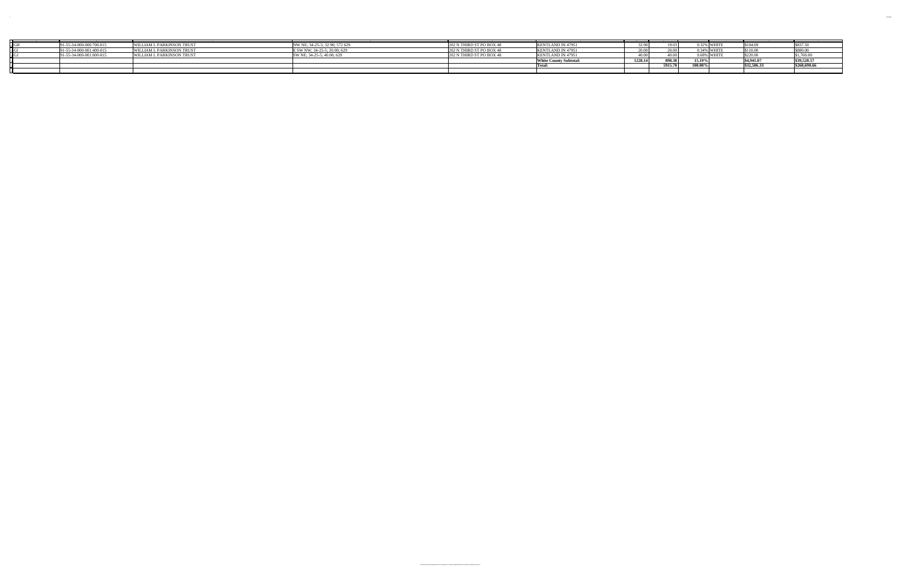| | | | | | | | | | | | |
|---|---|---|---|---|---|---|---|---|---|---|---|
| GH | 91-55-34-000-000.700-015 | WILLIAM L PARKINSON TRUST | NW NE; 34-25-5; 32.90; 572 629 | 202 N THIRD ST PO BOX 48 | KENTLAND IN 47951 | 32.90 | 19.03 | 0.32% | WHITE | $104.69 | $837.50 |
| GI | 91-55-34-000-001.400-015 | WILLIAM L PARKINSON TRUST | E SW NW; 34-25-5; 20.00; 629 | 202 N THIRD ST PO BOX 48 | KENTLAND IN 47951 | 20.00 | 20.00 | 0.34% | WHITE | $110.00 | $880.00 |
| GJ | 91-55-34-000-001.000-015 | WILLIAM L PARKINSON TRUST | SW NE; 34-25-5; 40.00; 629 | 202 N THIRD ST PO BOX 48 | KENTLAND IN 47951 | 40.00 | 40.00 | 0.68% | WHITE | $220.00 | $1,760.00 |
| | | | | | **White County Subtotal:** | **1228.14** | **898.38** | **15.19%** | | **$4,941.07** | **$39,528.57** |
| | | | | | **Total:** | | **5915.70** | **100.00%** | | **$32,586.33** | **$260,690.66** |
| | | | | | | | | | | | |